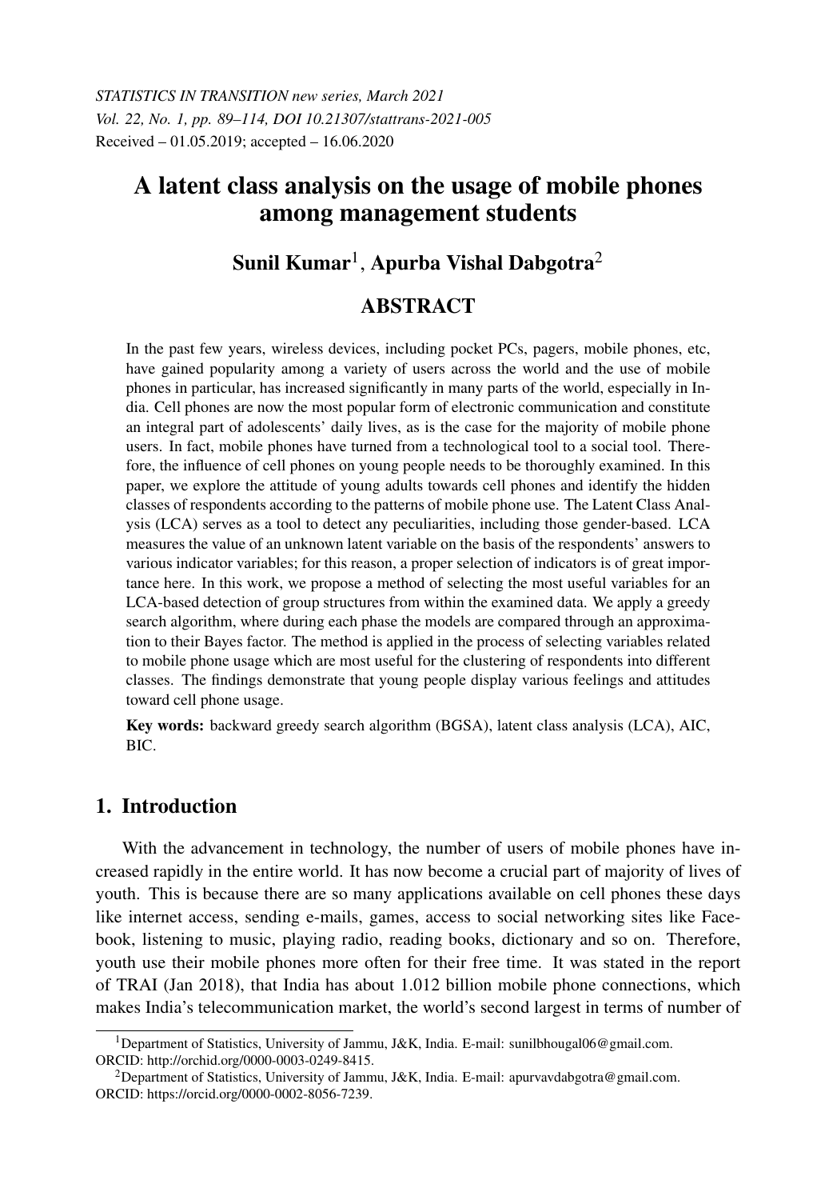*STATISTICS IN TRANSITION new series, March 2021*
*Vol. 22, No. 1, pp. 89–114, DOI 10.21307/stattrans-2021-005*
Received – 01.05.2019; accepted – 16.06.2020

# A latent class analysis on the usage of mobile phones among management students

## Sunil Kumar[1], Apurba Vishal Dabgotra[2]

## ABSTRACT

In the past few years, wireless devices, including pocket PCs, pagers, mobile phones, etc, have gained popularity among a variety of users across the world and the use of mobile phones in particular, has increased significantly in many parts of the world, especially in India. Cell phones are now the most popular form of electronic communication and constitute an integral part of adolescents' daily lives, as is the case for the majority of mobile phone users. In fact, mobile phones have turned from a technological tool to a social tool. Therefore, the influence of cell phones on young people needs to be thoroughly examined. In this paper, we explore the attitude of young adults towards cell phones and identify the hidden classes of respondents according to the patterns of mobile phone use. The Latent Class Analysis (LCA) serves as a tool to detect any peculiarities, including those gender-based. LCA measures the value of an unknown latent variable on the basis of the respondents' answers to various indicator variables; for this reason, a proper selection of indicators is of great importance here. In this work, we propose a method of selecting the most useful variables for an LCA-based detection of group structures from within the examined data. We apply a greedy search algorithm, where during each phase the models are compared through an approximation to their Bayes factor. The method is applied in the process of selecting variables related to mobile phone usage which are most useful for the clustering of respondents into different classes. The findings demonstrate that young people display various feelings and attitudes toward cell phone usage.

**Key words:** backward greedy search algorithm (BGSA), latent class analysis (LCA), AIC, BIC.

## 1. Introduction

With the advancement in technology, the number of users of mobile phones have increased rapidly in the entire world. It has now become a crucial part of majority of lives of youth. This is because there are so many applications available on cell phones these days like internet access, sending e-mails, games, access to social networking sites like Facebook, listening to music, playing radio, reading books, dictionary and so on. Therefore, youth use their mobile phones more often for their free time. It was stated in the report of TRAI (Jan 2018), that India has about 1.012 billion mobile phone connections, which makes India's telecommunication market, the world's second largest in terms of number of

[1]Department of Statistics, University of Jammu, J&K, India. E-mail: sunilbhougal06@gmail.com. ORCID: http://orchid.org/0000-0003-0249-8415.

[2]Department of Statistics, University of Jammu, J&K, India. E-mail: apurvavdabgotra@gmail.com. ORCID: https://orcid.org/0000-0002-8056-7239.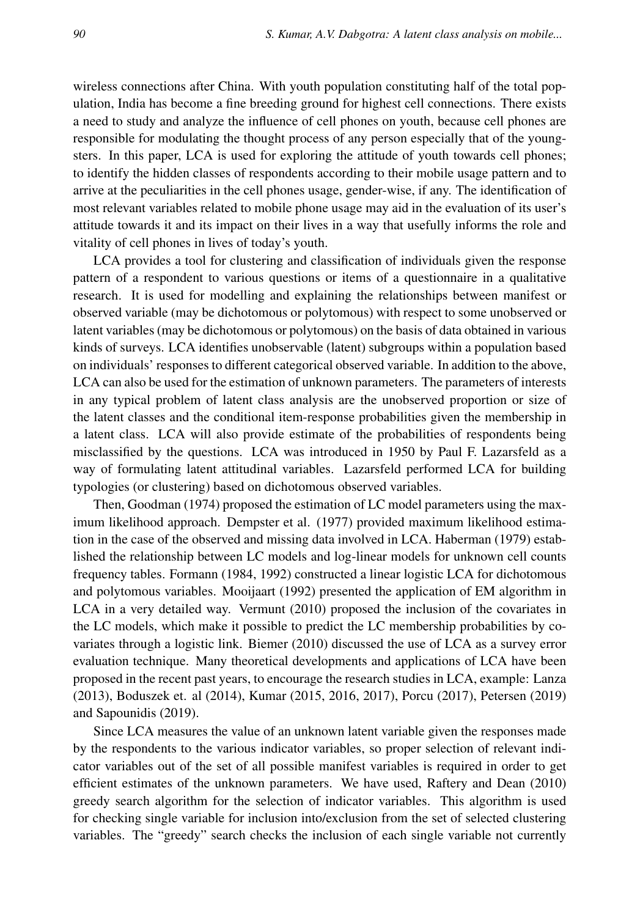wireless connections after China. With youth population constituting half of the total population, India has become a fine breeding ground for highest cell connections. There exists a need to study and analyze the influence of cell phones on youth, because cell phones are responsible for modulating the thought process of any person especially that of the youngsters. In this paper, LCA is used for exploring the attitude of youth towards cell phones; to identify the hidden classes of respondents according to their mobile usage pattern and to arrive at the peculiarities in the cell phones usage, gender-wise, if any. The identification of most relevant variables related to mobile phone usage may aid in the evaluation of its user's attitude towards it and its impact on their lives in a way that usefully informs the role and vitality of cell phones in lives of today's youth.

LCA provides a tool for clustering and classification of individuals given the response pattern of a respondent to various questions or items of a questionnaire in a qualitative research. It is used for modelling and explaining the relationships between manifest or observed variable (may be dichotomous or polytomous) with respect to some unobserved or latent variables (may be dichotomous or polytomous) on the basis of data obtained in various kinds of surveys. LCA identifies unobservable (latent) subgroups within a population based on individuals' responses to different categorical observed variable. In addition to the above, LCA can also be used for the estimation of unknown parameters. The parameters of interests in any typical problem of latent class analysis are the unobserved proportion or size of the latent classes and the conditional item-response probabilities given the membership in a latent class. LCA will also provide estimate of the probabilities of respondents being misclassified by the questions. LCA was introduced in 1950 by Paul F. Lazarsfeld as a way of formulating latent attitudinal variables. Lazarsfeld performed LCA for building typologies (or clustering) based on dichotomous observed variables.

Then, Goodman (1974) proposed the estimation of LC model parameters using the maximum likelihood approach. Dempster et al. (1977) provided maximum likelihood estimation in the case of the observed and missing data involved in LCA. Haberman (1979) established the relationship between LC models and log-linear models for unknown cell counts frequency tables. Formann (1984, 1992) constructed a linear logistic LCA for dichotomous and polytomous variables. Mooijaart (1992) presented the application of EM algorithm in LCA in a very detailed way. Vermunt (2010) proposed the inclusion of the covariates in the LC models, which make it possible to predict the LC membership probabilities by covariates through a logistic link. Biemer (2010) discussed the use of LCA as a survey error evaluation technique. Many theoretical developments and applications of LCA have been proposed in the recent past years, to encourage the research studies in LCA, example: Lanza (2013), Boduszek et. al (2014), Kumar (2015, 2016, 2017), Porcu (2017), Petersen (2019) and Sapounidis (2019).

Since LCA measures the value of an unknown latent variable given the responses made by the respondents to the various indicator variables, so proper selection of relevant indicator variables out of the set of all possible manifest variables is required in order to get efficient estimates of the unknown parameters. We have used, Raftery and Dean (2010) greedy search algorithm for the selection of indicator variables. This algorithm is used for checking single variable for inclusion into/exclusion from the set of selected clustering variables. The "greedy" search checks the inclusion of each single variable not currently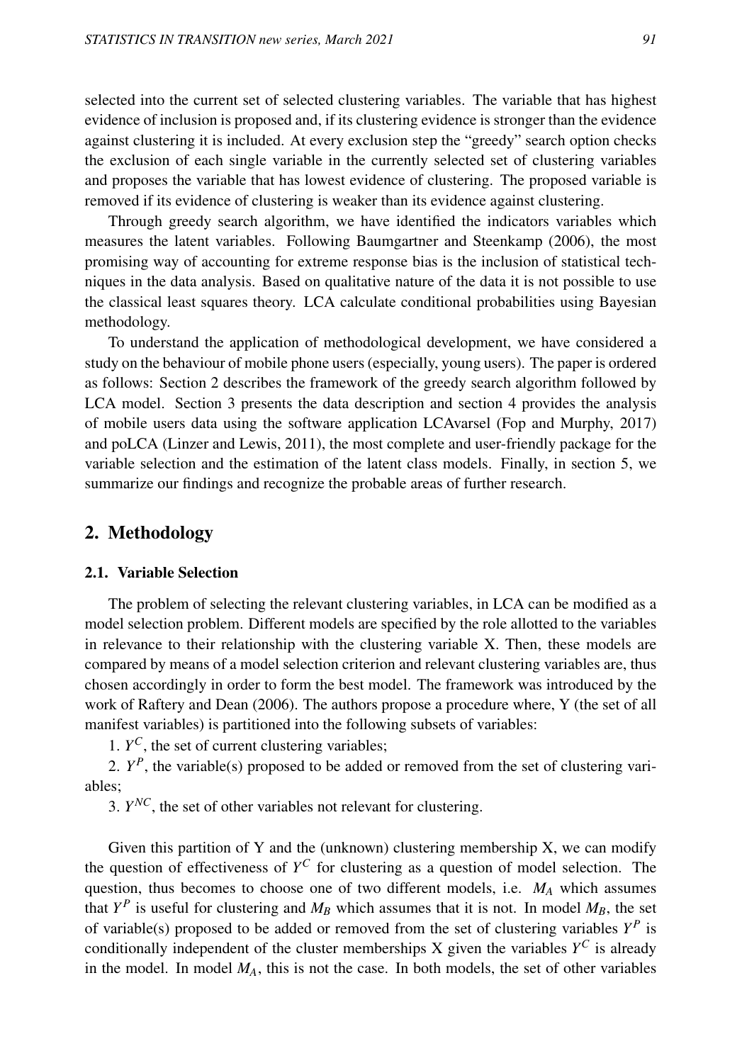selected into the current set of selected clustering variables. The variable that has highest evidence of inclusion is proposed and, if its clustering evidence is stronger than the evidence against clustering it is included. At every exclusion step the "greedy" search option checks the exclusion of each single variable in the currently selected set of clustering variables and proposes the variable that has lowest evidence of clustering. The proposed variable is removed if its evidence of clustering is weaker than its evidence against clustering.

Through greedy search algorithm, we have identified the indicators variables which measures the latent variables. Following Baumgartner and Steenkamp (2006), the most promising way of accounting for extreme response bias is the inclusion of statistical techniques in the data analysis. Based on qualitative nature of the data it is not possible to use the classical least squares theory. LCA calculate conditional probabilities using Bayesian methodology.

To understand the application of methodological development, we have considered a study on the behaviour of mobile phone users (especially, young users). The paper is ordered as follows: Section 2 describes the framework of the greedy search algorithm followed by LCA model. Section 3 presents the data description and section 4 provides the analysis of mobile users data using the software application LCAvarsel (Fop and Murphy, 2017) and poLCA (Linzer and Lewis, 2011), the most complete and user-friendly package for the variable selection and the estimation of the latent class models. Finally, in section 5, we summarize our findings and recognize the probable areas of further research.

## 2. Methodology

### 2.1. Variable Selection

The problem of selecting the relevant clustering variables, in LCA can be modified as a model selection problem. Different models are specified by the role allotted to the variables in relevance to their relationship with the clustering variable X. Then, these models are compared by means of a model selection criterion and relevant clustering variables are, thus chosen accordingly in order to form the best model. The framework was introduced by the work of Raftery and Dean (2006). The authors propose a procedure where, Y (the set of all manifest variables) is partitioned into the following subsets of variables:

1. $Y^C$, the set of current clustering variables;

2. $Y^P$, the variable(s) proposed to be added or removed from the set of clustering variables;

3. $Y^{NC}$, the set of other variables not relevant for clustering.

Given this partition of Y and the (unknown) clustering membership X, we can modify the question of effectiveness of $Y^C$ for clustering as a question of model selection. The question, thus becomes to choose one of two different models, i.e. $M_A$ which assumes that $Y^P$ is useful for clustering and $M_B$ which assumes that it is not. In model $M_B$, the set of variable(s) proposed to be added or removed from the set of clustering variables $Y^P$ is conditionally independent of the cluster memberships X given the variables $Y^C$ is already in the model. In model $M_A$, this is not the case. In both models, the set of other variables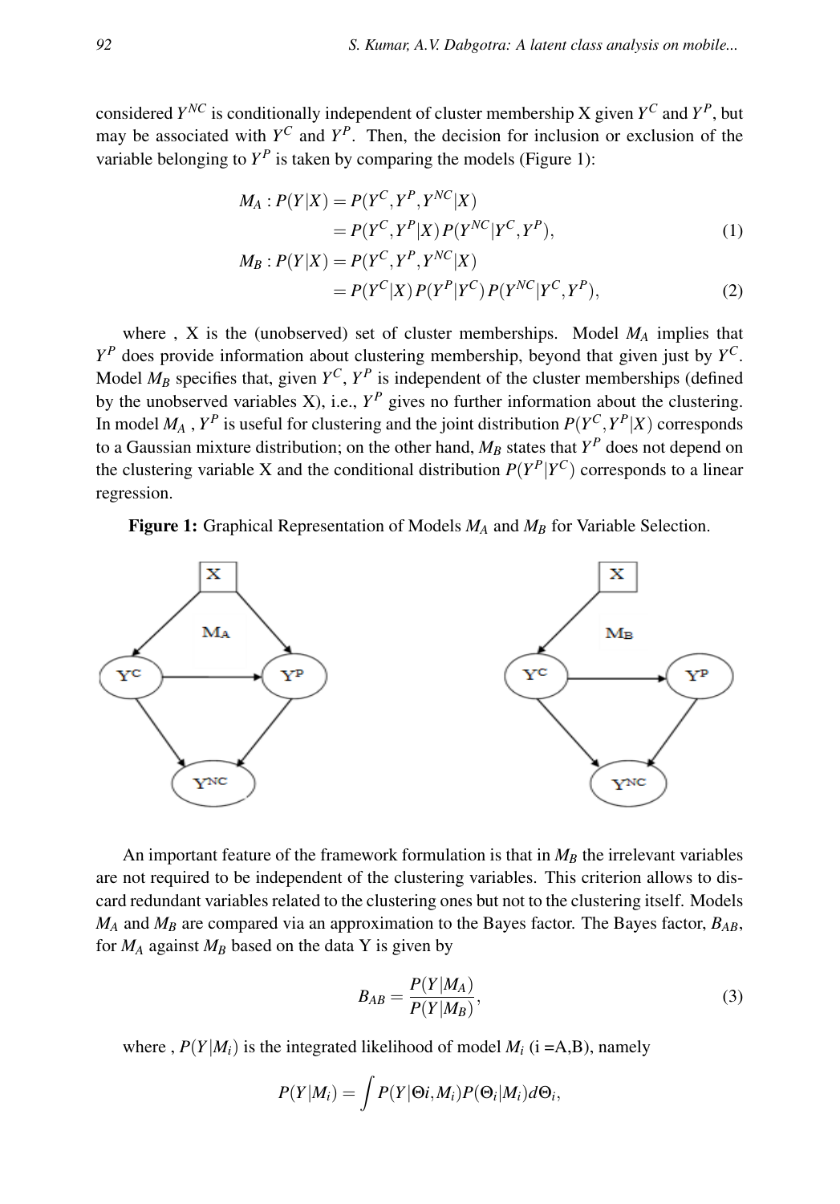considered $Y^{NC}$ is conditionally independent of cluster membership X given $Y^C$ and $Y^P$, but may be associated with $Y^C$ and $Y^P$. Then, the decision for inclusion or exclusion of the variable belonging to $Y^P$ is taken by comparing the models (Figure 1):

$$
\begin{aligned}
M_A : P(Y|X) &= P(Y^C, Y^P, Y^{NC}|X) \\
&= P(Y^C, Y^P|X)\, P(Y^{NC}|Y^C, Y^P),
\end{aligned} \tag{1}
$$

$$
\begin{aligned}
M_B : P(Y|X) &= P(Y^C, Y^P, Y^{NC}|X) \\
&= P(Y^C|X)\, P(Y^P|Y^C)\, P(Y^{NC}|Y^C, Y^P),
\end{aligned} \tag{2}
$$

where , X is the (unobserved) set of cluster memberships. Model $M_A$ implies that $Y^P$ does provide information about clustering membership, beyond that given just by $Y^C$. Model $M_B$ specifies that, given $Y^C$, $Y^P$ is independent of the cluster memberships (defined by the unobserved variables X), i.e., $Y^P$ gives no further information about the clustering. In model $M_A$ , $Y^P$ is useful for clustering and the joint distribution $P(Y^C, Y^P|X)$ corresponds to a Gaussian mixture distribution; on the other hand, $M_B$ states that $Y^P$ does not depend on the clustering variable X and the conditional distribution $P(Y^P|Y^C)$ corresponds to a linear regression.

**Figure 1:** Graphical Representation of Models $M_A$ and $M_B$ for Variable Selection.

An important feature of the framework formulation is that in $M_B$ the irrelevant variables are not required to be independent of the clustering variables. This criterion allows to discard redundant variables related to the clustering ones but not to the clustering itself. Models $M_A$ and $M_B$ are compared via an approximation to the Bayes factor. The Bayes factor, $B_{AB}$, for $M_A$ against $M_B$ based on the data Y is given by

$$
B_{AB} = \frac{P(Y|M_A)}{P(Y|M_B)}, \tag{3}
$$

where , $P(Y|M_i)$ is the integrated likelihood of model $M_i$ (i =A,B), namely

$$
P(Y|M_i) = \int P(Y|\Theta i, M_i) P(\Theta_i|M_i) d\Theta_i,
$$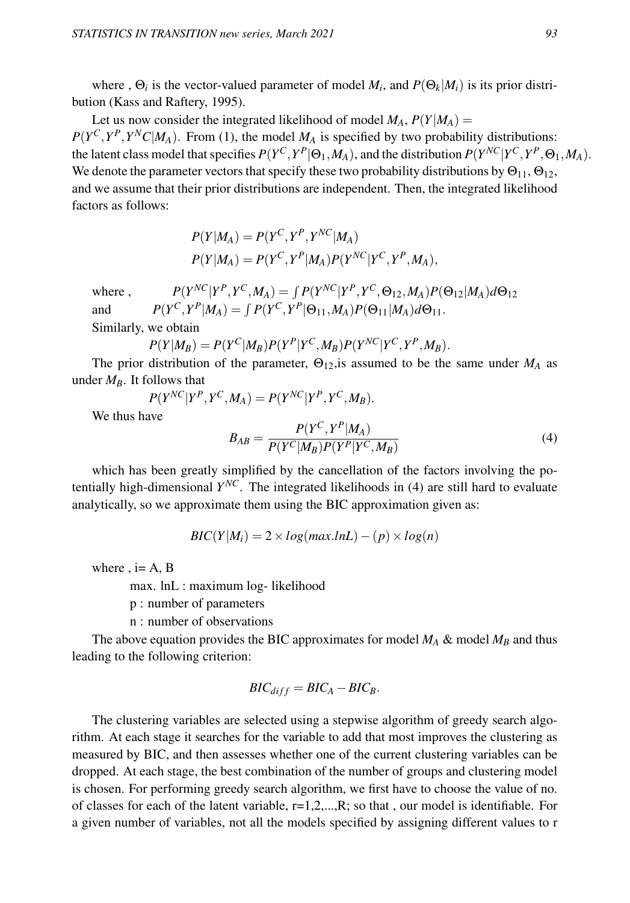where , $\Theta_i$ is the vector-valued parameter of model $M_i$, and $P(\Theta_k|M_i)$ is its prior distribution (Kass and Raftery, 1995).

Let us now consider the integrated likelihood of model $M_A$, $P(Y|M_A) = P(Y^C, Y^P, Y^N C|M_A)$. From (1), the model $M_A$ is specified by two probability distributions: the latent class model that specifies $P(Y^C, Y^P|\Theta_1, M_A)$, and the distribution $P(Y^{NC}|Y^C, Y^P, \Theta_1, M_A)$. We denote the parameter vectors that specify these two probability distributions by $\Theta_{11}$, $\Theta_{12}$, and we assume that their prior distributions are independent. Then, the integrated likelihood factors as follows:

$$P(Y|M_A) = P(Y^C, Y^P, Y^{NC}|M_A)$$
$$P(Y|M_A) = P(Y^C, Y^P|M_A)P(Y^{NC}|Y^C, Y^P, M_A),$$

where , $P(Y^{NC}|Y^P, Y^C, M_A) = \int P(Y^{NC}|Y^P, Y^C, \Theta_{12}, M_A)P(\Theta_{12}|M_A)d\Theta_{12}$
and $P(Y^C, Y^P|M_A) = \int P(Y^C, Y^P|\Theta_{11}, M_A)P(\Theta_{11}|M_A)d\Theta_{11}$.

Similarly, we obtain

$$P(Y|M_B) = P(Y^C|M_B)P(Y^P|Y^C, M_B)P(Y^{NC}|Y^C, Y^P, M_B).$$

The prior distribution of the parameter, $\Theta_{12}$,is assumed to be the same under $M_A$ as under $M_B$. It follows that

$$P(Y^{NC}|Y^P, Y^C, M_A) = P(Y^{NC}|Y^P, Y^C, M_B).$$

We thus have

$$B_{AB} = \frac{P(Y^C, Y^P|M_A)}{P(Y^C|M_B)P(Y^P|Y^C, M_B)} \tag{4}$$

which has been greatly simplified by the cancellation of the factors involving the potentially high-dimensional $Y^{NC}$. The integrated likelihoods in (4) are still hard to evaluate analytically, so we approximate them using the BIC approximation given as:

$$BIC(Y|M_i) = 2 \times log(max.lnL) - (p) \times log(n)$$

where , i= A, B

max. lnL : maximum log- likelihood

p : number of parameters

n : number of observations

The above equation provides the BIC approximates for model $M_A$ & model $M_B$ and thus leading to the following criterion:

$$BIC_{diff} = BIC_A - BIC_B.$$

The clustering variables are selected using a stepwise algorithm of greedy search algorithm. At each stage it searches for the variable to add that most improves the clustering as measured by BIC, and then assesses whether one of the current clustering variables can be dropped. At each stage, the best combination of the number of groups and clustering model is chosen. For performing greedy search algorithm, we first have to choose the value of no. of classes for each of the latent variable, r=1,2,...,R; so that , our model is identifiable. For a given number of variables, not all the models specified by assigning different values to r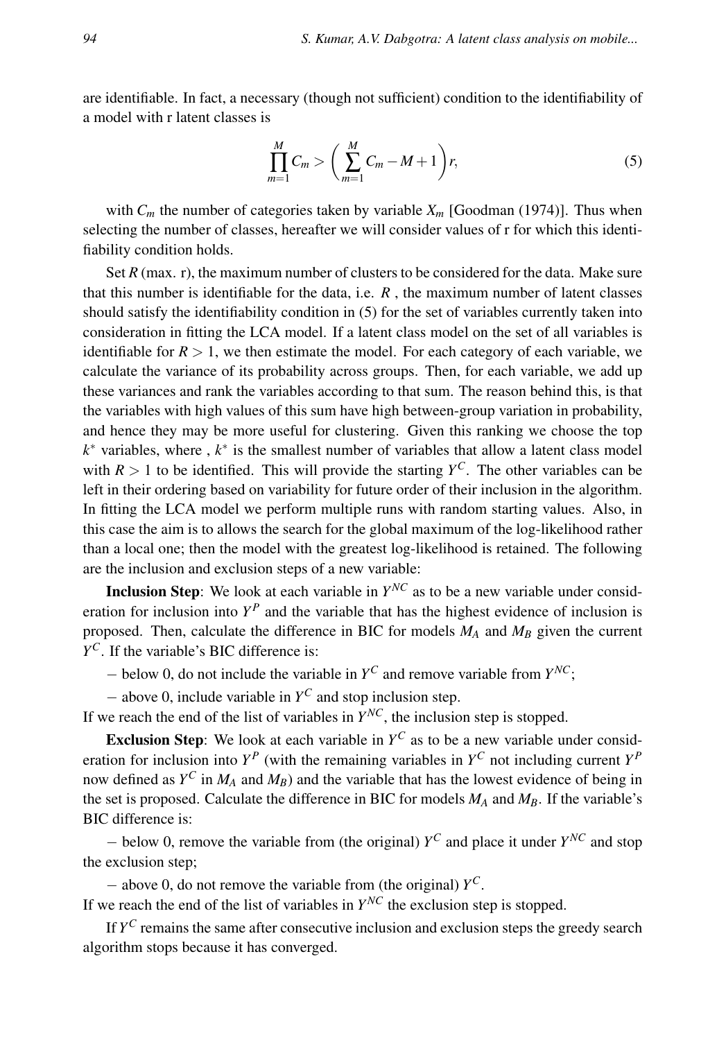are identifiable. In fact, a necessary (though not sufficient) condition to the identifiability of a model with r latent classes is

$$\prod_{m=1}^{M} C_m > \left( \sum_{m=1}^{M} C_m - M + 1 \right) r, \tag{5}$$

with $C_m$ the number of categories taken by variable $X_m$ [Goodman (1974)]. Thus when selecting the number of classes, hereafter we will consider values of r for which this identifiability condition holds.

Set $R$ (max. r), the maximum number of clusters to be considered for the data. Make sure that this number is identifiable for the data, i.e. $R$ , the maximum number of latent classes should satisfy the identifiability condition in (5) for the set of variables currently taken into consideration in fitting the LCA model. If a latent class model on the set of all variables is identifiable for $R > 1$, we then estimate the model. For each category of each variable, we calculate the variance of its probability across groups. Then, for each variable, we add up these variances and rank the variables according to that sum. The reason behind this, is that the variables with high values of this sum have high between-group variation in probability, and hence they may be more useful for clustering. Given this ranking we choose the top $k^*$ variables, where , $k^*$ is the smallest number of variables that allow a latent class model with $R > 1$ to be identified. This will provide the starting $Y^C$. The other variables can be left in their ordering based on variability for future order of their inclusion in the algorithm. In fitting the LCA model we perform multiple runs with random starting values. Also, in this case the aim is to allows the search for the global maximum of the log-likelihood rather than a local one; then the model with the greatest log-likelihood is retained. The following are the inclusion and exclusion steps of a new variable:

**Inclusion Step**: We look at each variable in $Y^{NC}$ as to be a new variable under consideration for inclusion into $Y^P$ and the variable that has the highest evidence of inclusion is proposed. Then, calculate the difference in BIC for models $M_A$ and $M_B$ given the current $Y^C$. If the variable's BIC difference is:

− below 0, do not include the variable in $Y^C$ and remove variable from $Y^{NC}$;

− above 0, include variable in $Y^C$ and stop inclusion step.

If we reach the end of the list of variables in $Y^{NC}$, the inclusion step is stopped.

**Exclusion Step**: We look at each variable in $Y^C$ as to be a new variable under consideration for inclusion into $Y^P$ (with the remaining variables in $Y^C$ not including current $Y^P$ now defined as $Y^C$ in $M_A$ and $M_B$) and the variable that has the lowest evidence of being in the set is proposed. Calculate the difference in BIC for models $M_A$ and $M_B$. If the variable's BIC difference is:

− below 0, remove the variable from (the original) $Y^C$ and place it under $Y^{NC}$ and stop the exclusion step;

− above 0, do not remove the variable from (the original) $Y^C$.

If we reach the end of the list of variables in $Y^{NC}$ the exclusion step is stopped.

If $Y^C$ remains the same after consecutive inclusion and exclusion steps the greedy search algorithm stops because it has converged.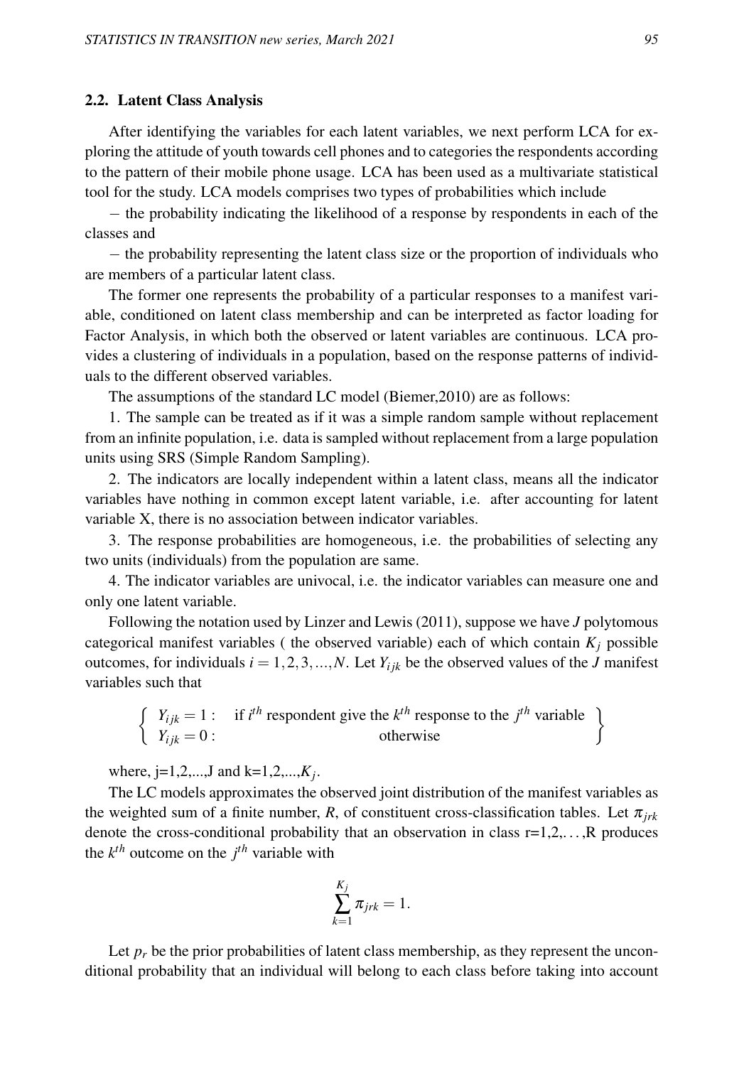### 2.2. Latent Class Analysis

After identifying the variables for each latent variables, we next perform LCA for exploring the attitude of youth towards cell phones and to categories the respondents according to the pattern of their mobile phone usage. LCA has been used as a multivariate statistical tool for the study. LCA models comprises two types of probabilities which include

− the probability indicating the likelihood of a response by respondents in each of the classes and

− the probability representing the latent class size or the proportion of individuals who are members of a particular latent class.

The former one represents the probability of a particular responses to a manifest variable, conditioned on latent class membership and can be interpreted as factor loading for Factor Analysis, in which both the observed or latent variables are continuous. LCA provides a clustering of individuals in a population, based on the response patterns of individuals to the different observed variables.

The assumptions of the standard LC model (Biemer,2010) are as follows:

1. The sample can be treated as if it was a simple random sample without replacement from an infinite population, i.e. data is sampled without replacement from a large population units using SRS (Simple Random Sampling).

2. The indicators are locally independent within a latent class, means all the indicator variables have nothing in common except latent variable, i.e. after accounting for latent variable X, there is no association between indicator variables.

3. The response probabilities are homogeneous, i.e. the probabilities of selecting any two units (individuals) from the population are same.

4. The indicator variables are univocal, i.e. the indicator variables can measure one and only one latent variable.

Following the notation used by Linzer and Lewis (2011), suppose we have $J$ polytomous categorical manifest variables ( the observed variable) each of which contain $K_j$ possible outcomes, for individuals $i = 1,2,3,...,N$. Let $Y_{ijk}$ be the observed values of the $J$ manifest variables such that

$$\left\{ \begin{array}{ll} Y_{ijk} = 1 : & \text{if } i^{th} \text{ respondent give the } k^{th} \text{ response to the } j^{th} \text{ variable} \\ Y_{ijk} = 0 : & \text{otherwise} \end{array} \right\}$$

where, j=1,2,...,J and k=1,2,...,$K_j$.

The LC models approximates the observed joint distribution of the manifest variables as the weighted sum of a finite number, $R$, of constituent cross-classification tables. Let $\pi_{jrk}$ denote the cross-conditional probability that an observation in class r=1,2,...,R produces the $k^{th}$ outcome on the $j^{th}$ variable with

$$\sum_{k=1}^{K_j} \pi_{jrk} = 1.$$

Let $p_r$ be the prior probabilities of latent class membership, as they represent the unconditional probability that an individual will belong to each class before taking into account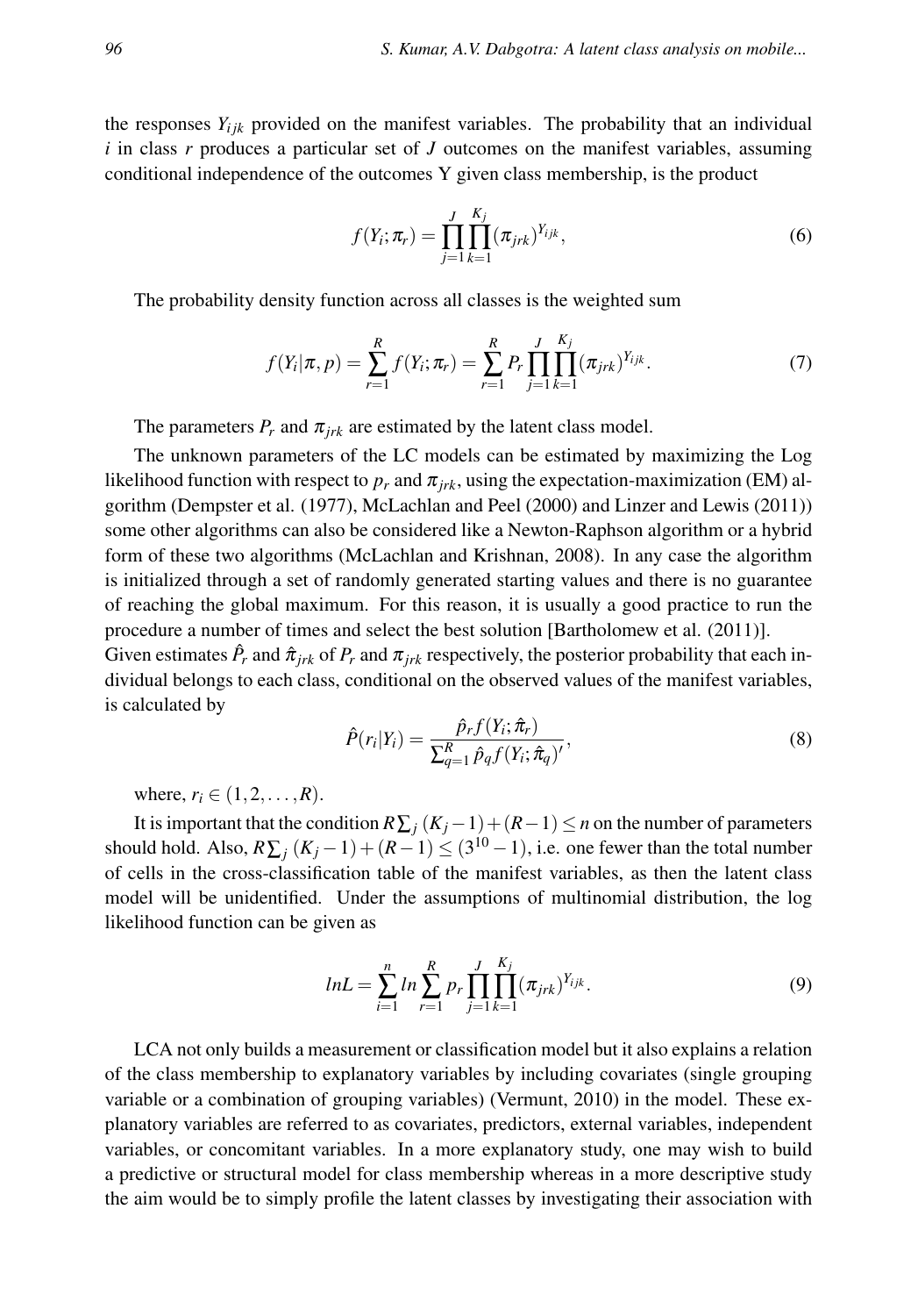the responses $Y_{ijk}$ provided on the manifest variables. The probability that an individual $i$ in class $r$ produces a particular set of $J$ outcomes on the manifest variables, assuming conditional independence of the outcomes Y given class membership, is the product

$$f(Y_i;\pi_r) = \prod_{j=1}^{J}\prod_{k=1}^{K_j}(\pi_{jrk})^{Y_{ijk}}, \tag{6}$$

The probability density function across all classes is the weighted sum

$$f(Y_i|\pi,p) = \sum_{r=1}^{R} f(Y_i;\pi_r) = \sum_{r=1}^{R} P_r \prod_{j=1}^{J}\prod_{k=1}^{K_j}(\pi_{jrk})^{Y_{ijk}}. \tag{7}$$

The parameters $P_r$ and $\pi_{jrk}$ are estimated by the latent class model.

The unknown parameters of the LC models can be estimated by maximizing the Log likelihood function with respect to $p_r$ and $\pi_{jrk}$, using the expectation-maximization (EM) algorithm (Dempster et al. (1977), McLachlan and Peel (2000) and Linzer and Lewis (2011)) some other algorithms can also be considered like a Newton-Raphson algorithm or a hybrid form of these two algorithms (McLachlan and Krishnan, 2008). In any case the algorithm is initialized through a set of randomly generated starting values and there is no guarantee of reaching the global maximum. For this reason, it is usually a good practice to run the procedure a number of times and select the best solution [Bartholomew et al. (2011)].
Given estimates $\hat{P}_r$ and $\hat{\pi}_{jrk}$ of $P_r$ and $\pi_{jrk}$ respectively, the posterior probability that each individual belongs to each class, conditional on the observed values of the manifest variables, is calculated by

$$\hat{P}(r_i|Y_i) = \frac{\hat{p}_r f(Y_i;\hat{\pi}_r)}{\sum_{q=1}^{R}\hat{p}_q f(Y_i;\hat{\pi}_q)'}, \tag{8}$$

where, $r_i \in (1,2,\ldots,R)$.

It is important that the condition $R\sum_j(K_j-1)+(R-1)\leq n$ on the number of parameters should hold. Also, $R\sum_j(K_j-1)+(R-1)\leq(3^{10}-1)$, i.e. one fewer than the total number of cells in the cross-classification table of the manifest variables, as then the latent class model will be unidentified. Under the assumptions of multinomial distribution, the log likelihood function can be given as

$$lnL = \sum_{i=1}^{n} ln \sum_{r=1}^{R} p_r \prod_{j=1}^{J}\prod_{k=1}^{K_j}(\pi_{jrk})^{Y_{ijk}}. \tag{9}$$

LCA not only builds a measurement or classification model but it also explains a relation of the class membership to explanatory variables by including covariates (single grouping variable or a combination of grouping variables) (Vermunt, 2010) in the model. These explanatory variables are referred to as covariates, predictors, external variables, independent variables, or concomitant variables. In a more explanatory study, one may wish to build a predictive or structural model for class membership whereas in a more descriptive study the aim would be to simply profile the latent classes by investigating their association with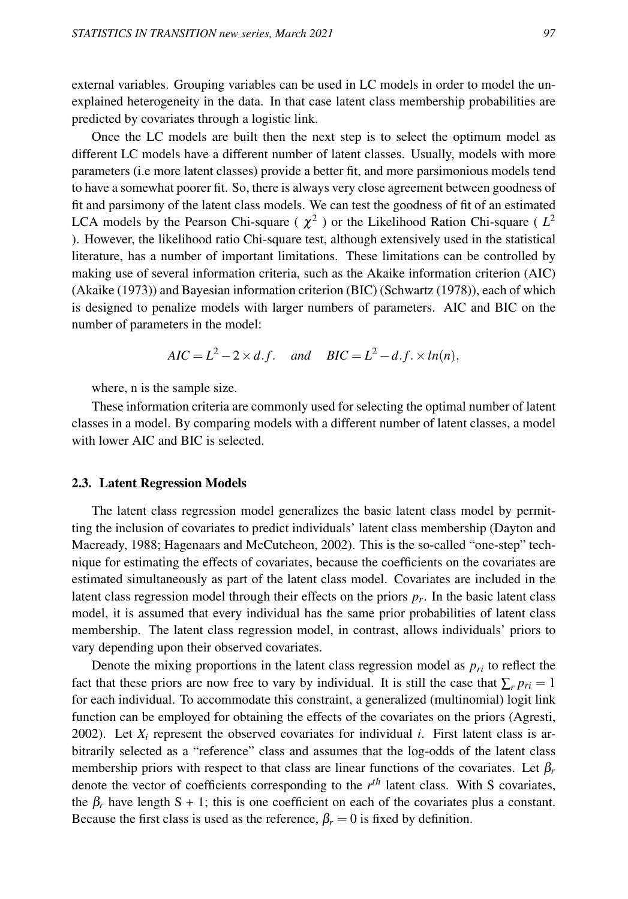external variables. Grouping variables can be used in LC models in order to model the unexplained heterogeneity in the data. In that case latent class membership probabilities are predicted by covariates through a logistic link.

Once the LC models are built then the next step is to select the optimum model as different LC models have a different number of latent classes. Usually, models with more parameters (i.e more latent classes) provide a better fit, and more parsimonious models tend to have a somewhat poorer fit. So, there is always very close agreement between goodness of fit and parsimony of the latent class models. We can test the goodness of fit of an estimated LCA models by the Pearson Chi-square ( $\chi^2$ ) or the Likelihood Ration Chi-square ( $L^2$ ). However, the likelihood ratio Chi-square test, although extensively used in the statistical literature, has a number of important limitations. These limitations can be controlled by making use of several information criteria, such as the Akaike information criterion (AIC) (Akaike (1973)) and Bayesian information criterion (BIC) (Schwartz (1978)), each of which is designed to penalize models with larger numbers of parameters. AIC and BIC on the number of parameters in the model:

$$AIC = L^2 - 2 \times d.f. \quad \textit{and} \quad BIC = L^2 - d.f. \times ln(n),$$

where, n is the sample size.

These information criteria are commonly used for selecting the optimal number of latent classes in a model. By comparing models with a different number of latent classes, a model with lower AIC and BIC is selected.

### 2.3. Latent Regression Models

The latent class regression model generalizes the basic latent class model by permitting the inclusion of covariates to predict individuals' latent class membership (Dayton and Macready, 1988; Hagenaars and McCutcheon, 2002). This is the so-called "one-step" technique for estimating the effects of covariates, because the coefficients on the covariates are estimated simultaneously as part of the latent class model. Covariates are included in the latent class regression model through their effects on the priors $p_r$. In the basic latent class model, it is assumed that every individual has the same prior probabilities of latent class membership. The latent class regression model, in contrast, allows individuals' priors to vary depending upon their observed covariates.

Denote the mixing proportions in the latent class regression model as $p_{ri}$ to reflect the fact that these priors are now free to vary by individual. It is still the case that $\sum_r p_{ri} = 1$ for each individual. To accommodate this constraint, a generalized (multinomial) logit link function can be employed for obtaining the effects of the covariates on the priors (Agresti, 2002). Let $X_i$ represent the observed covariates for individual $i$. First latent class is arbitrarily selected as a "reference" class and assumes that the log-odds of the latent class membership priors with respect to that class are linear functions of the covariates. Let $\beta_r$ denote the vector of coefficients corresponding to the $r^{th}$ latent class. With S covariates, the $\beta_r$ have length S + 1; this is one coefficient on each of the covariates plus a constant. Because the first class is used as the reference, $\beta_r = 0$ is fixed by definition.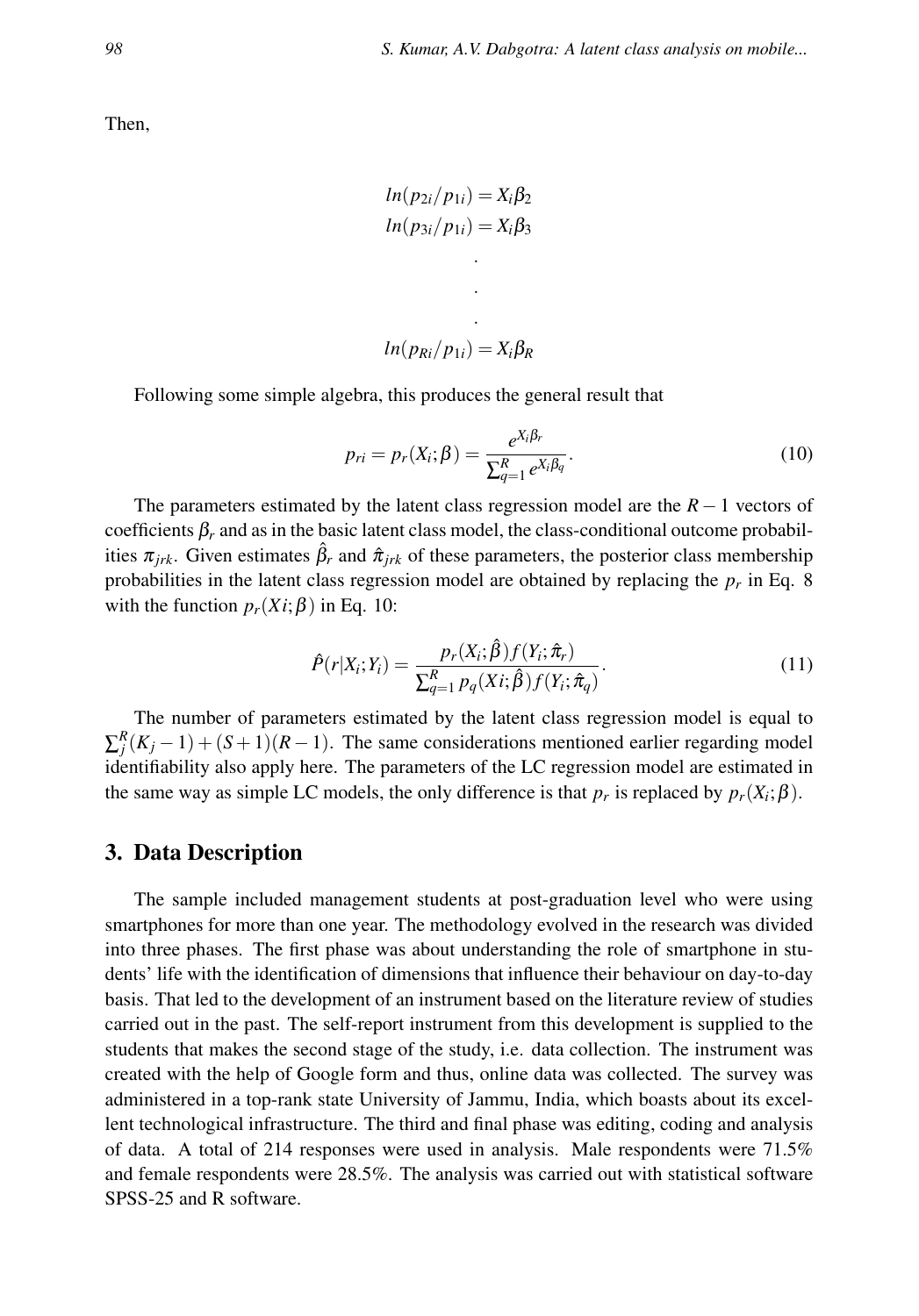Then,

$$
\begin{aligned}
ln(p_{2i}/p_{1i}) &= X_i\beta_2 \\
ln(p_{3i}/p_{1i}) &= X_i\beta_3 \\
&. \\
&. \\
&. \\
ln(p_{Ri}/p_{1i}) &= X_i\beta_R
\end{aligned}
$$

Following some simple algebra, this produces the general result that

$$
p_{ri} = p_r(X_i;\beta) = \frac{e^{X_i\beta_r}}{\sum_{q=1}^{R} e^{X_i\beta_q}}. \tag{10}
$$

The parameters estimated by the latent class regression model are the $R-1$ vectors of coefficients $\beta_r$ and as in the basic latent class model, the class-conditional outcome probabilities $\pi_{jrk}$. Given estimates $\hat{\beta}_r$ and $\hat{\pi}_{jrk}$ of these parameters, the posterior class membership probabilities in the latent class regression model are obtained by replacing the $p_r$ in Eq. 8 with the function $p_r(Xi;\beta)$ in Eq. 10:

$$
\hat{P}(r|X_i;Y_i) = \frac{p_r(X_i;\hat{\beta})f(Y_i;\hat{\pi}_r)}{\sum_{q=1}^{R} p_q(Xi;\hat{\beta})f(Y_i;\hat{\pi}_q)}. \tag{11}
$$

The number of parameters estimated by the latent class regression model is equal to $\sum_j^R(K_j-1)+(S+1)(R-1)$. The same considerations mentioned earlier regarding model identifiability also apply here. The parameters of the LC regression model are estimated in the same way as simple LC models, the only difference is that $p_r$ is replaced by $p_r(X_i;\beta)$.

## 3. Data Description

The sample included management students at post-graduation level who were using smartphones for more than one year. The methodology evolved in the research was divided into three phases. The first phase was about understanding the role of smartphone in students' life with the identification of dimensions that influence their behaviour on day-to-day basis. That led to the development of an instrument based on the literature review of studies carried out in the past. The self-report instrument from this development is supplied to the students that makes the second stage of the study, i.e. data collection. The instrument was created with the help of Google form and thus, online data was collected. The survey was administered in a top-rank state University of Jammu, India, which boasts about its excellent technological infrastructure. The third and final phase was editing, coding and analysis of data. A total of 214 responses were used in analysis. Male respondents were 71.5% and female respondents were 28.5%. The analysis was carried out with statistical software SPSS-25 and R software.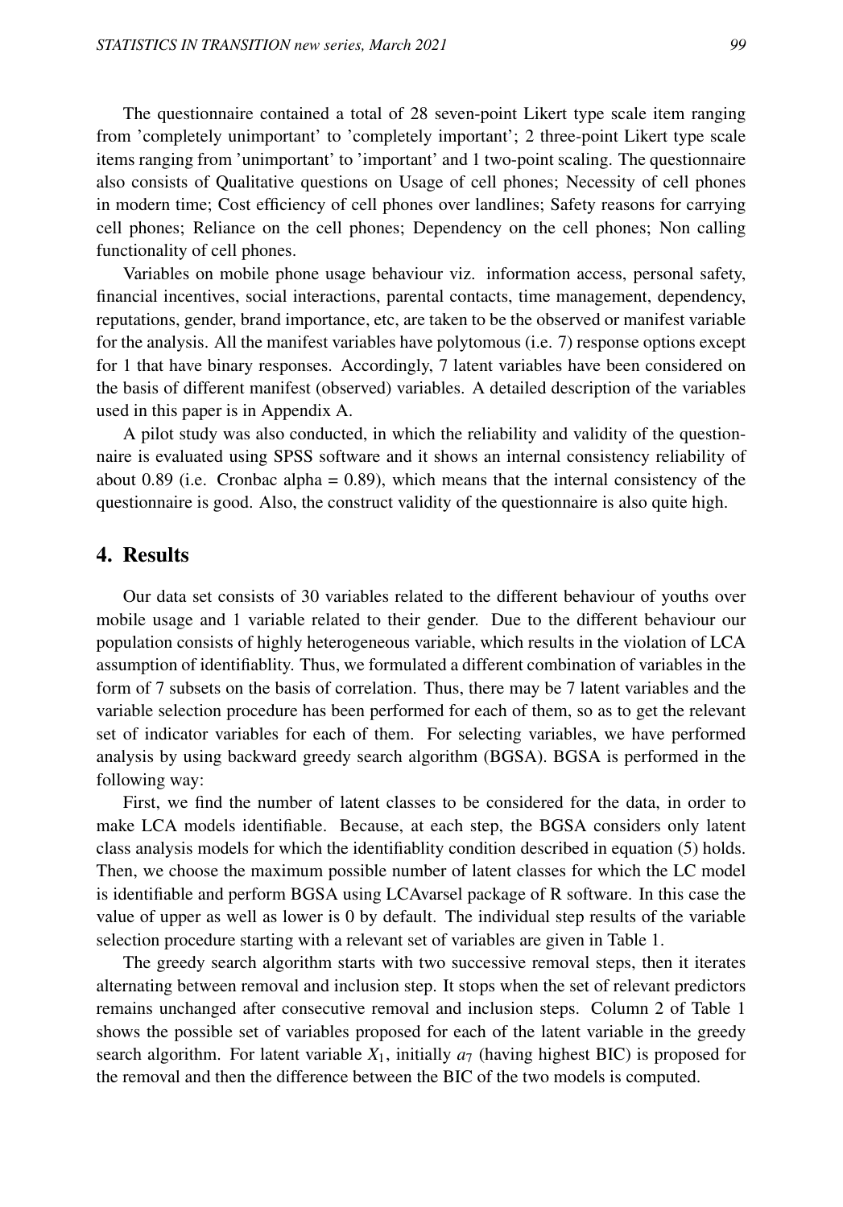The questionnaire contained a total of 28 seven-point Likert type scale item ranging from 'completely unimportant' to 'completely important'; 2 three-point Likert type scale items ranging from 'unimportant' to 'important' and 1 two-point scaling. The questionnaire also consists of Qualitative questions on Usage of cell phones; Necessity of cell phones in modern time; Cost efficiency of cell phones over landlines; Safety reasons for carrying cell phones; Reliance on the cell phones; Dependency on the cell phones; Non calling functionality of cell phones.

Variables on mobile phone usage behaviour viz. information access, personal safety, financial incentives, social interactions, parental contacts, time management, dependency, reputations, gender, brand importance, etc, are taken to be the observed or manifest variable for the analysis. All the manifest variables have polytomous (i.e. 7) response options except for 1 that have binary responses. Accordingly, 7 latent variables have been considered on the basis of different manifest (observed) variables. A detailed description of the variables used in this paper is in Appendix A.

A pilot study was also conducted, in which the reliability and validity of the questionnaire is evaluated using SPSS software and it shows an internal consistency reliability of about 0.89 (i.e. Cronbac alpha = 0.89), which means that the internal consistency of the questionnaire is good. Also, the construct validity of the questionnaire is also quite high.

## 4. Results

Our data set consists of 30 variables related to the different behaviour of youths over mobile usage and 1 variable related to their gender. Due to the different behaviour our population consists of highly heterogeneous variable, which results in the violation of LCA assumption of identifiablity. Thus, we formulated a different combination of variables in the form of 7 subsets on the basis of correlation. Thus, there may be 7 latent variables and the variable selection procedure has been performed for each of them, so as to get the relevant set of indicator variables for each of them. For selecting variables, we have performed analysis by using backward greedy search algorithm (BGSA). BGSA is performed in the following way:

First, we find the number of latent classes to be considered for the data, in order to make LCA models identifiable. Because, at each step, the BGSA considers only latent class analysis models for which the identifiablity condition described in equation (5) holds. Then, we choose the maximum possible number of latent classes for which the LC model is identifiable and perform BGSA using LCAvarsel package of R software. In this case the value of upper as well as lower is 0 by default. The individual step results of the variable selection procedure starting with a relevant set of variables are given in Table 1.

The greedy search algorithm starts with two successive removal steps, then it iterates alternating between removal and inclusion step. It stops when the set of relevant predictors remains unchanged after consecutive removal and inclusion steps. Column 2 of Table 1 shows the possible set of variables proposed for each of the latent variable in the greedy search algorithm. For latent variable $X_1$, initially $a_7$ (having highest BIC) is proposed for the removal and then the difference between the BIC of the two models is computed.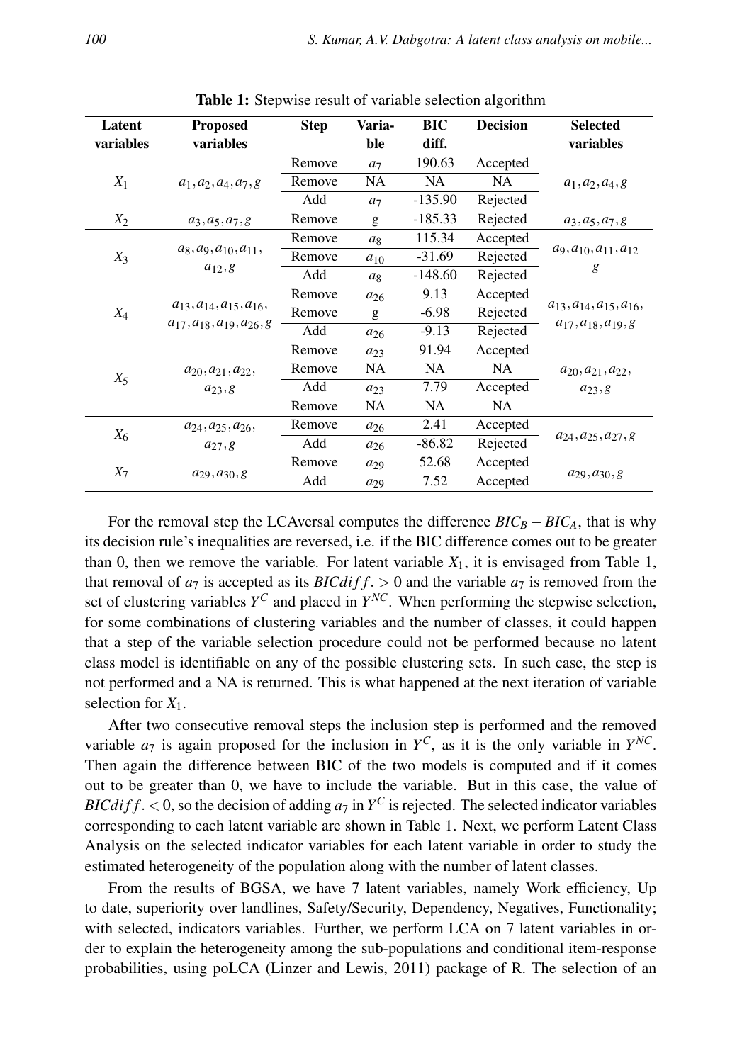**Table 1:** Stepwise result of variable selection algorithm

| Latent variables | Proposed variables | Step | Varia-ble | BIC diff. | Decision | Selected variables |
|---|---|---|---|---|---|---|
| $X_1$ | $a_1, a_2, a_4, a_7, g$ | Remove | $a_7$ | 190.63 | Accepted | $a_1, a_2, a_4, g$ |
| | | Remove | NA | NA | NA | |
| | | Add | $a_7$ | -135.90 | Rejected | |
| $X_2$ | $a_3, a_5, a_7, g$ | Remove | g | -185.33 | Rejected | $a_3, a_5, a_7, g$ |
| $X_3$ | $a_8, a_9, a_{10}, a_{11}, a_{12}, g$ | Remove | $a_8$ | 115.34 | Accepted | $a_9, a_{10}, a_{11}, a_{12}$ $g$ |
| | | Remove | $a_{10}$ | -31.69 | Rejected | |
| | | Add | $a_8$ | -148.60 | Rejected | |
| $X_4$ | $a_{13}, a_{14}, a_{15}, a_{16}, a_{17}, a_{18}, a_{19}, a_{26}, g$ | Remove | $a_{26}$ | 9.13 | Accepted | $a_{13}, a_{14}, a_{15}, a_{16}, a_{17}, a_{18}, a_{19}, g$ |
| | | Remove | g | -6.98 | Rejected | |
| | | Add | $a_{26}$ | -9.13 | Rejected | |
| $X_5$ | $a_{20}, a_{21}, a_{22}, a_{23}, g$ | Remove | $a_{23}$ | 91.94 | Accepted | $a_{20}, a_{21}, a_{22}, a_{23}, g$ |
| | | Remove | NA | NA | NA | |
| | | Add | $a_{23}$ | 7.79 | Accepted | |
| | | Remove | NA | NA | NA | |
| $X_6$ | $a_{24}, a_{25}, a_{26}, a_{27}, g$ | Remove | $a_{26}$ | 2.41 | Accepted | $a_{24}, a_{25}, a_{27}, g$ |
| | | Add | $a_{26}$ | -86.82 | Rejected | |
| $X_7$ | $a_{29}, a_{30}, g$ | Remove | $a_{29}$ | 52.68 | Accepted | $a_{29}, a_{30}, g$ |
| | | Add | $a_{29}$ | 7.52 | Accepted | |

For the removal step the LCAversal computes the difference $BIC_B - BIC_A$, that is why its decision rule's inequalities are reversed, i.e. if the BIC difference comes out to be greater than 0, then we remove the variable. For latent variable $X_1$, it is envisaged from Table 1, that removal of $a_7$ is accepted as its $BICdiff. > 0$ and the variable $a_7$ is removed from the set of clustering variables $Y^C$ and placed in $Y^{NC}$. When performing the stepwise selection, for some combinations of clustering variables and the number of classes, it could happen that a step of the variable selection procedure could not be performed because no latent class model is identifiable on any of the possible clustering sets. In such case, the step is not performed and a NA is returned. This is what happened at the next iteration of variable selection for $X_1$.

After two consecutive removal steps the inclusion step is performed and the removed variable $a_7$ is again proposed for the inclusion in $Y^C$, as it is the only variable in $Y^{NC}$. Then again the difference between BIC of the two models is computed and if it comes out to be greater than 0, we have to include the variable. But in this case, the value of $BICdiff. < 0$, so the decision of adding $a_7$ in $Y^C$ is rejected. The selected indicator variables corresponding to each latent variable are shown in Table 1. Next, we perform Latent Class Analysis on the selected indicator variables for each latent variable in order to study the estimated heterogeneity of the population along with the number of latent classes.

From the results of BGSA, we have 7 latent variables, namely Work efficiency, Up to date, superiority over landlines, Safety/Security, Dependency, Negatives, Functionality; with selected, indicators variables. Further, we perform LCA on 7 latent variables in order to explain the heterogeneity among the sub-populations and conditional item-response probabilities, using poLCA (Linzer and Lewis, 2011) package of R. The selection of an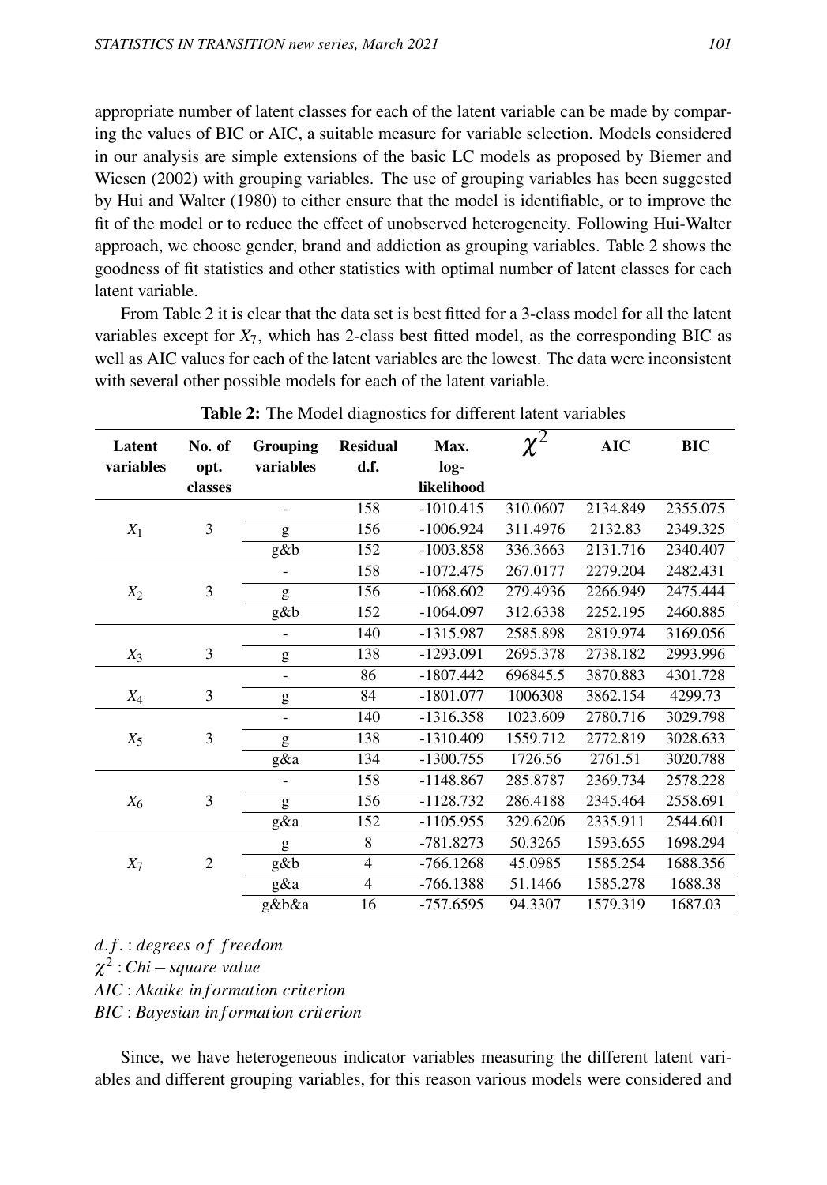appropriate number of latent classes for each of the latent variable can be made by comparing the values of BIC or AIC, a suitable measure for variable selection. Models considered in our analysis are simple extensions of the basic LC models as proposed by Biemer and Wiesen (2002) with grouping variables. The use of grouping variables has been suggested by Hui and Walter (1980) to either ensure that the model is identifiable, or to improve the fit of the model or to reduce the effect of unobserved heterogeneity. Following Hui-Walter approach, we choose gender, brand and addiction as grouping variables. Table 2 shows the goodness of fit statistics and other statistics with optimal number of latent classes for each latent variable.

From Table 2 it is clear that the data set is best fitted for a 3-class model for all the latent variables except for $X_7$, which has 2-class best fitted model, as the corresponding BIC as well as AIC values for each of the latent variables are the lowest. The data were inconsistent with several other possible models for each of the latent variable.

**Table 2:** The Model diagnostics for different latent variables

| Latent variables | No. of opt. classes | Grouping variables | Residual d.f. | Max. log-likelihood | $\chi^2$ | AIC | BIC |
|---|---|---|---|---|---|---|---|
| $X_1$ | 3 | - | 158 | -1010.415 | 310.0607 | 2134.849 | 2355.075 |
| | | g | 156 | -1006.924 | 311.4976 | 2132.83 | 2349.325 |
| | | g&b | 152 | -1003.858 | 336.3663 | 2131.716 | 2340.407 |
| $X_2$ | 3 | - | 158 | -1072.475 | 267.0177 | 2279.204 | 2482.431 |
| | | g | 156 | -1068.602 | 279.4936 | 2266.949 | 2475.444 |
| | | g&b | 152 | -1064.097 | 312.6338 | 2252.195 | 2460.885 |
| $X_3$ | 3 | - | 140 | -1315.987 | 2585.898 | 2819.974 | 3169.056 |
| | | g | 138 | -1293.091 | 2695.378 | 2738.182 | 2993.996 |
| $X_4$ | 3 | - | 86 | -1807.442 | 696845.5 | 3870.883 | 4301.728 |
| | | g | 84 | -1801.077 | 1006308 | 3862.154 | 4299.73 |
| $X_5$ | 3 | - | 140 | -1316.358 | 1023.609 | 2780.716 | 3029.798 |
| | | g | 138 | -1310.409 | 1559.712 | 2772.819 | 3028.633 |
| | | g&a | 134 | -1300.755 | 1726.56 | 2761.51 | 3020.788 |
| $X_6$ | 3 | - | 158 | -1148.867 | 285.8787 | 2369.734 | 2578.228 |
| | | g | 156 | -1128.732 | 286.4188 | 2345.464 | 2558.691 |
| | | g&a | 152 | -1105.955 | 329.6206 | 2335.911 | 2544.601 |
| $X_7$ | 2 | g | 8 | -781.8273 | 50.3265 | 1593.655 | 1698.294 |
| | | g&b | 4 | -766.1268 | 45.0985 | 1585.254 | 1688.356 |
| | | g&a | 4 | -766.1388 | 51.1466 | 1585.278 | 1688.38 |
| | | g&b&a | 16 | -757.6595 | 94.3307 | 1579.319 | 1687.03 |

*d.f.* : *degrees of freedom*

$\chi^2$ : *Chi − square value*

*AIC* : *Akaike information criterion*

*BIC* : *Bayesian information criterion*

Since, we have heterogeneous indicator variables measuring the different latent variables and different grouping variables, for this reason various models were considered and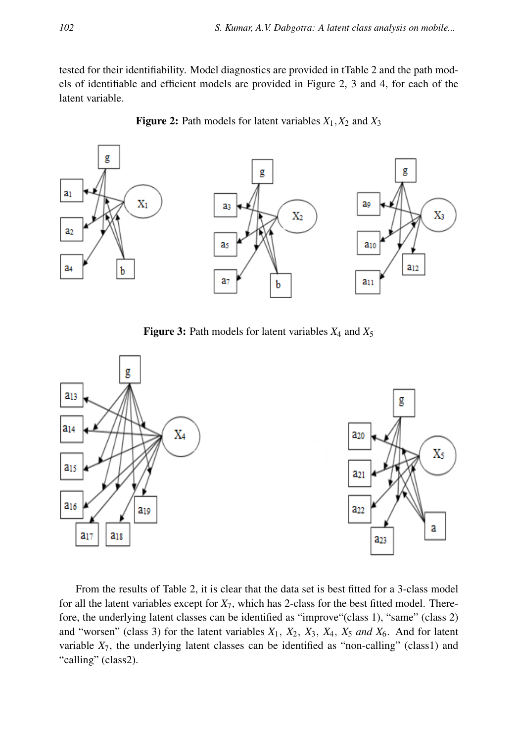tested for their identifiability. Model diagnostics are provided in tTable 2 and the path models of identifiable and efficient models are provided in Figure 2, 3 and 4, for each of the latent variable.

**Figure 2:** Path models for latent variables $X_1, X_2$ and $X_3$

**Figure 3:** Path models for latent variables $X_4$ and $X_5$

From the results of Table 2, it is clear that the data set is best fitted for a 3-class model for all the latent variables except for $X_7$, which has 2-class for the best fitted model. Therefore, the underlying latent classes can be identified as “improve“(class 1), “same” (class 2) and “worsen” (class 3) for the latent variables $X_1$, $X_2$, $X_3$, $X_4$, $X_5$ *and* $X_6$. And for latent variable $X_7$, the underlying latent classes can be identified as “non-calling” (class1) and “calling” (class2).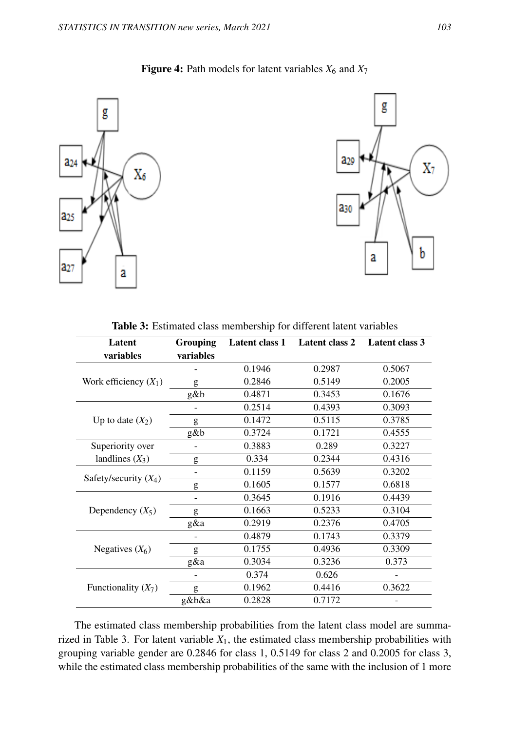**Figure 4:** Path models for latent variables $X_6$ and $X_7$

**Table 3:** Estimated class membership for different latent variables

| Latent variables | Grouping variables | Latent class 1 | Latent class 2 | Latent class 3 |
|---|---|---|---|---|
| Work efficiency ($X_1$) | - | 0.1946 | 0.2987 | 0.5067 |
| | g | 0.2846 | 0.5149 | 0.2005 |
| | g&b | 0.4871 | 0.3453 | 0.1676 |
| Up to date ($X_2$) | - | 0.2514 | 0.4393 | 0.3093 |
| | g | 0.1472 | 0.5115 | 0.3785 |
| | g&b | 0.3724 | 0.1721 | 0.4555 |
| Superiority over landlines ($X_3$) | - | 0.3883 | 0.289 | 0.3227 |
| | g | 0.334 | 0.2344 | 0.4316 |
| Safety/security ($X_4$) | - | 0.1159 | 0.5639 | 0.3202 |
| | g | 0.1605 | 0.1577 | 0.6818 |
| Dependency ($X_5$) | - | 0.3645 | 0.1916 | 0.4439 |
| | g | 0.1663 | 0.5233 | 0.3104 |
| | g&a | 0.2919 | 0.2376 | 0.4705 |
| Negatives ($X_6$) | - | 0.4879 | 0.1743 | 0.3379 |
| | g | 0.1755 | 0.4936 | 0.3309 |
| | g&a | 0.3034 | 0.3236 | 0.373 |
| Functionality ($X_7$) | - | 0.374 | 0.626 | - |
| | g | 0.1962 | 0.4416 | 0.3622 |
| | g&b&a | 0.2828 | 0.7172 | - |

The estimated class membership probabilities from the latent class model are summarized in Table 3. For latent variable $X_1$, the estimated class membership probabilities with grouping variable gender are 0.2846 for class 1, 0.5149 for class 2 and 0.2005 for class 3, while the estimated class membership probabilities of the same with the inclusion of 1 more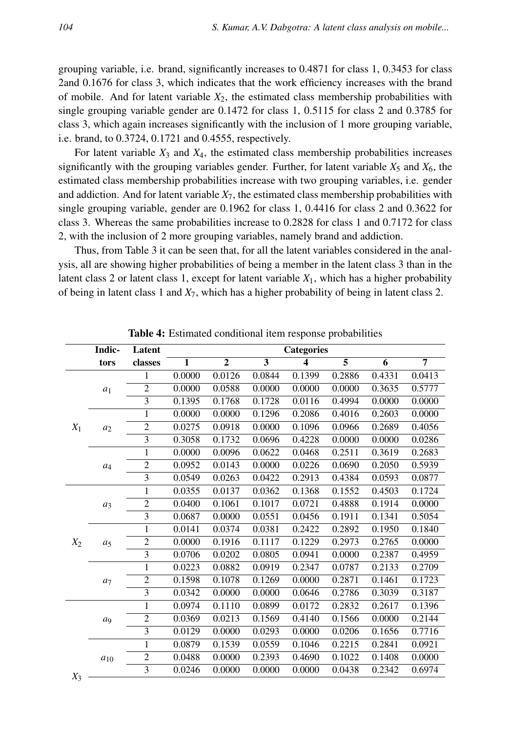grouping variable, i.e. brand, significantly increases to 0.4871 for class 1, 0.3453 for class 2and 0.1676 for class 3, which indicates that the work efficiency increases with the brand of mobile. And for latent variable $X_2$, the estimated class membership probabilities with single grouping variable gender are 0.1472 for class 1, 0.5115 for class 2 and 0.3785 for class 3, which again increases significantly with the inclusion of 1 more grouping variable, i.e. brand, to 0.3724, 0.1721 and 0.4555, respectively.

For latent variable $X_3$ and $X_4$, the estimated class membership probabilities increases significantly with the grouping variables gender. Further, for latent variable $X_5$ and $X_6$, the estimated class membership probabilities increase with two grouping variables, i.e. gender and addiction. And for latent variable $X_7$, the estimated class membership probabilities with single grouping variable, gender are 0.1962 for class 1, 0.4416 for class 2 and 0.3622 for class 3. Whereas the same probabilities increase to 0.2828 for class 1 and 0.7172 for class 2, with the inclusion of 2 more grouping variables, namely brand and addiction.

Thus, from Table 3 it can be seen that, for all the latent variables considered in the analysis, all are showing higher probabilities of being a member in the latent class 3 than in the latent class 2 or latent class 1, except for latent variable $X_1$, which has a higher probability of being in latent class 1 and $X_7$, which has a higher probability of being in latent class 2.

**Table 4:** Estimated conditional item response probabilities

| | Indic-tors | Latent classes | Categories 1 | 2 | 3 | 4 | 5 | 6 | 7 |
|---|---|---|---|---|---|---|---|---|---|
| $X_1$ | $a_1$ | 1 | 0.0000 | 0.0126 | 0.0844 | 0.1399 | 0.2886 | 0.4331 | 0.0413 |
| | | 2 | 0.0000 | 0.0588 | 0.0000 | 0.0000 | 0.0000 | 0.3635 | 0.5777 |
| | | 3 | 0.1395 | 0.1768 | 0.1728 | 0.0116 | 0.4994 | 0.0000 | 0.0000 |
| | $a_2$ | 1 | 0.0000 | 0.0000 | 0.1296 | 0.2086 | 0.4016 | 0.2603 | 0.0000 |
| | | 2 | 0.0275 | 0.0918 | 0.0000 | 0.1096 | 0.0966 | 0.2689 | 0.4056 |
| | | 3 | 0.3058 | 0.1732 | 0.0696 | 0.4228 | 0.0000 | 0.0000 | 0.0286 |
| | $a_4$ | 1 | 0.0000 | 0.0096 | 0.0622 | 0.0468 | 0.2511 | 0.3619 | 0.2683 |
| | | 2 | 0.0952 | 0.0143 | 0.0000 | 0.0226 | 0.0690 | 0.2050 | 0.5939 |
| | | 3 | 0.0549 | 0.0263 | 0.0422 | 0.2913 | 0.4384 | 0.0593 | 0.0877 |
| $X_2$ | $a_3$ | 1 | 0.0355 | 0.0137 | 0.0362 | 0.1368 | 0.1552 | 0.4503 | 0.1724 |
| | | 2 | 0.0400 | 0.1061 | 0.1017 | 0.0721 | 0.4888 | 0.1914 | 0.0000 |
| | | 3 | 0.0687 | 0.0000 | 0.0551 | 0.0456 | 0.1911 | 0.1341 | 0.5054 |
| | $a_5$ | 1 | 0.0141 | 0.0374 | 0.0381 | 0.2422 | 0.2892 | 0.1950 | 0.1840 |
| | | 2 | 0.0000 | 0.1916 | 0.1117 | 0.1229 | 0.2973 | 0.2765 | 0.0000 |
| | | 3 | 0.0706 | 0.0202 | 0.0805 | 0.0941 | 0.0000 | 0.2387 | 0.4959 |
| | $a_7$ | 1 | 0.0223 | 0.0882 | 0.0919 | 0.2347 | 0.0787 | 0.2133 | 0.2709 |
| | | 2 | 0.1598 | 0.1078 | 0.1269 | 0.0000 | 0.2871 | 0.1461 | 0.1723 |
| | | 3 | 0.0342 | 0.0000 | 0.0000 | 0.0646 | 0.2786 | 0.3039 | 0.3187 |
| $X_3$ | $a_9$ | 1 | 0.0974 | 0.1110 | 0.0899 | 0.0172 | 0.2832 | 0.2617 | 0.1396 |
| | | 2 | 0.0369 | 0.0213 | 0.1569 | 0.4140 | 0.1566 | 0.0000 | 0.2144 |
| | | 3 | 0.0129 | 0.0000 | 0.0293 | 0.0000 | 0.0206 | 0.1656 | 0.7716 |
| | $a_{10}$ | 1 | 0.0879 | 0.1539 | 0.0559 | 0.1046 | 0.2215 | 0.2841 | 0.0921 |
| | | 2 | 0.0488 | 0.0000 | 0.2393 | 0.4690 | 0.1022 | 0.1408 | 0.0000 |
| | | 3 | 0.0246 | 0.0000 | 0.0000 | 0.0000 | 0.0438 | 0.2342 | 0.6974 |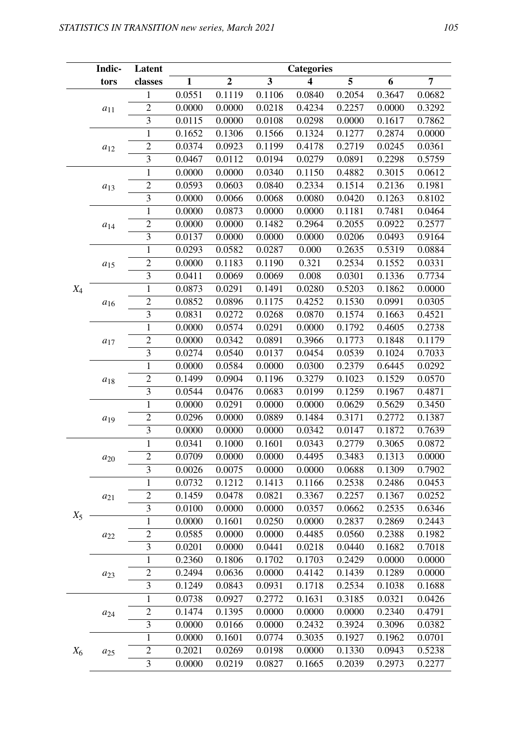| | Indic-tors | Latent classes | Categories | | | | | | |
|---|---|---|---|---|---|---|---|---|---|
| | | | **1** | **2** | **3** | **4** | **5** | **6** | **7** |
| | $a_{11}$ | 1 | 0.0551 | 0.1119 | 0.1106 | 0.0840 | 0.2054 | 0.3647 | 0.0682 |
| | | 2 | 0.0000 | 0.0000 | 0.0218 | 0.4234 | 0.2257 | 0.0000 | 0.3292 |
| | | 3 | 0.0115 | 0.0000 | 0.0108 | 0.0298 | 0.0000 | 0.1617 | 0.7862 |
| | $a_{12}$ | 1 | 0.1652 | 0.1306 | 0.1566 | 0.1324 | 0.1277 | 0.2874 | 0.0000 |
| | | 2 | 0.0374 | 0.0923 | 0.1199 | 0.4178 | 0.2719 | 0.0245 | 0.0361 |
| | | 3 | 0.0467 | 0.0112 | 0.0194 | 0.0279 | 0.0891 | 0.2298 | 0.5759 |
| $X_4$ | $a_{13}$ | 1 | 0.0000 | 0.0000 | 0.0340 | 0.1150 | 0.4882 | 0.3015 | 0.0612 |
| | | 2 | 0.0593 | 0.0603 | 0.0840 | 0.2334 | 0.1514 | 0.2136 | 0.1981 |
| | | 3 | 0.0000 | 0.0066 | 0.0068 | 0.0080 | 0.0420 | 0.1263 | 0.8102 |
| | $a_{14}$ | 1 | 0.0000 | 0.0873 | 0.0000 | 0.0000 | 0.1181 | 0.7481 | 0.0464 |
| | | 2 | 0.0000 | 0.0000 | 0.1482 | 0.2964 | 0.2055 | 0.0922 | 0.2577 |
| | | 3 | 0.0137 | 0.0000 | 0.0000 | 0.0000 | 0.0206 | 0.0493 | 0.9164 |
| | $a_{15}$ | 1 | 0.0293 | 0.0582 | 0.0287 | 0.000 | 0.2635 | 0.5319 | 0.0884 |
| | | 2 | 0.0000 | 0.1183 | 0.1190 | 0.321 | 0.2534 | 0.1552 | 0.0331 |
| | | 3 | 0.0411 | 0.0069 | 0.0069 | 0.008 | 0.0301 | 0.1336 | 0.7734 |
| | $a_{16}$ | 1 | 0.0873 | 0.0291 | 0.1491 | 0.0280 | 0.5203 | 0.1862 | 0.0000 |
| | | 2 | 0.0852 | 0.0896 | 0.1175 | 0.4252 | 0.1530 | 0.0991 | 0.0305 |
| | | 3 | 0.0831 | 0.0272 | 0.0268 | 0.0870 | 0.1574 | 0.1663 | 0.4521 |
| | $a_{17}$ | 1 | 0.0000 | 0.0574 | 0.0291 | 0.0000 | 0.1792 | 0.4605 | 0.2738 |
| | | 2 | 0.0000 | 0.0342 | 0.0891 | 0.3966 | 0.1773 | 0.1848 | 0.1179 |
| | | 3 | 0.0274 | 0.0540 | 0.0137 | 0.0454 | 0.0539 | 0.1024 | 0.7033 |
| | $a_{18}$ | 1 | 0.0000 | 0.0584 | 0.0000 | 0.0300 | 0.2379 | 0.6445 | 0.0292 |
| | | 2 | 0.1499 | 0.0904 | 0.1196 | 0.3279 | 0.1023 | 0.1529 | 0.0570 |
| | | 3 | 0.0544 | 0.0476 | 0.0683 | 0.0199 | 0.1259 | 0.1967 | 0.4871 |
| | $a_{19}$ | 1 | 0.0000 | 0.0291 | 0.0000 | 0.0000 | 0.0629 | 0.5629 | 0.3450 |
| | | 2 | 0.0296 | 0.0000 | 0.0889 | 0.1484 | 0.3171 | 0.2772 | 0.1387 |
| | | 3 | 0.0000 | 0.0000 | 0.0000 | 0.0342 | 0.0147 | 0.1872 | 0.7639 |
| | $a_{20}$ | 1 | 0.0341 | 0.1000 | 0.1601 | 0.0343 | 0.2779 | 0.3065 | 0.0872 |
| | | 2 | 0.0709 | 0.0000 | 0.0000 | 0.4495 | 0.3483 | 0.1313 | 0.0000 |
| | | 3 | 0.0026 | 0.0075 | 0.0000 | 0.0000 | 0.0688 | 0.1309 | 0.7902 |
| | $a_{21}$ | 1 | 0.0732 | 0.1212 | 0.1413 | 0.1166 | 0.2538 | 0.2486 | 0.0453 |
| | | 2 | 0.1459 | 0.0478 | 0.0821 | 0.3367 | 0.2257 | 0.1367 | 0.0252 |
| $X_5$ | | 3 | 0.0100 | 0.0000 | 0.0000 | 0.0357 | 0.0662 | 0.2535 | 0.6346 |
| | $a_{22}$ | 1 | 0.0000 | 0.1601 | 0.0250 | 0.0000 | 0.2837 | 0.2869 | 0.2443 |
| | | 2 | 0.0585 | 0.0000 | 0.0000 | 0.4485 | 0.0560 | 0.2388 | 0.1982 |
| | | 3 | 0.0201 | 0.0000 | 0.0441 | 0.0218 | 0.0440 | 0.1682 | 0.7018 |
| | $a_{23}$ | 1 | 0.2360 | 0.1806 | 0.1702 | 0.1703 | 0.2429 | 0.0000 | 0.0000 |
| | | 2 | 0.2494 | 0.0636 | 0.0000 | 0.4142 | 0.1439 | 0.1289 | 0.0000 |
| | | 3 | 0.1249 | 0.0843 | 0.0931 | 0.1718 | 0.2534 | 0.1038 | 0.1688 |
| | $a_{24}$ | 1 | 0.0738 | 0.0927 | 0.2772 | 0.1631 | 0.3185 | 0.0321 | 0.0426 |
| | | 2 | 0.1474 | 0.1395 | 0.0000 | 0.0000 | 0.0000 | 0.2340 | 0.4791 |
| | | 3 | 0.0000 | 0.0166 | 0.0000 | 0.2432 | 0.3924 | 0.3096 | 0.0382 |
| $X_6$ | $a_{25}$ | 1 | 0.0000 | 0.1601 | 0.0774 | 0.3035 | 0.1927 | 0.1962 | 0.0701 |
| | | 2 | 0.2021 | 0.0269 | 0.0198 | 0.0000 | 0.1330 | 0.0943 | 0.5238 |
| | | 3 | 0.0000 | 0.0219 | 0.0827 | 0.1665 | 0.2039 | 0.2973 | 0.2277 |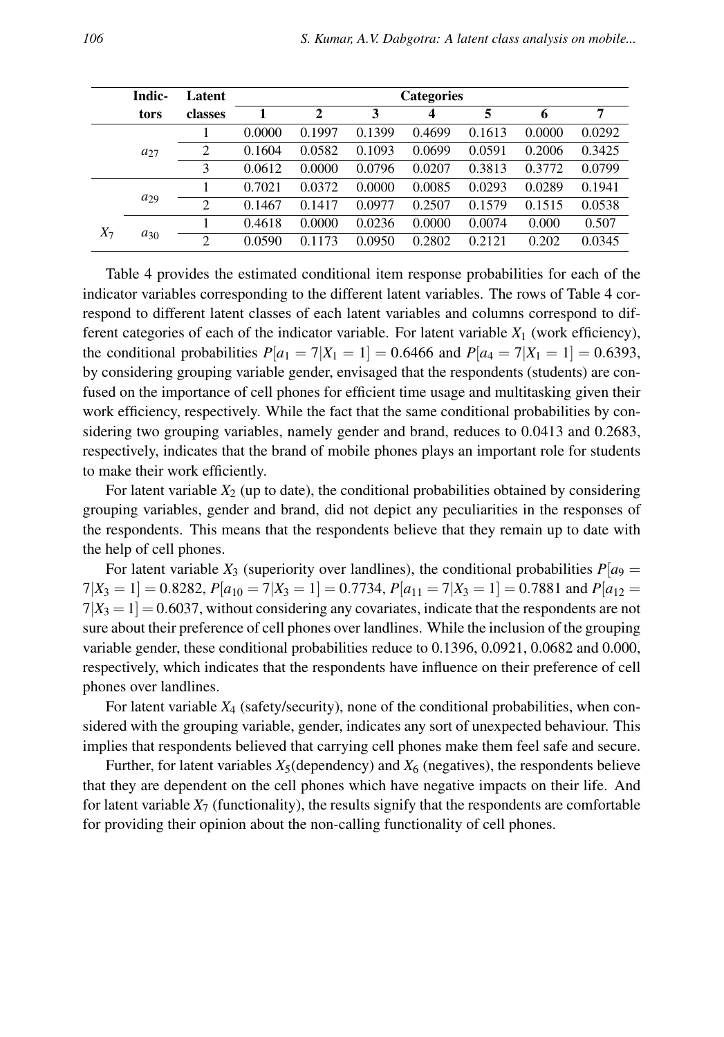| | Indic-tors | Latent classes | Categories | | | | | | |
|---|---|---|---|---|---|---|---|---|---|
| | | | 1 | 2 | 3 | 4 | 5 | 6 | 7 |
| | $a_{27}$ | 1 | 0.0000 | 0.1997 | 0.1399 | 0.4699 | 0.1613 | 0.0000 | 0.0292 |
| | | 2 | 0.1604 | 0.0582 | 0.1093 | 0.0699 | 0.0591 | 0.2006 | 0.3425 |
| | | 3 | 0.0612 | 0.0000 | 0.0796 | 0.0207 | 0.3813 | 0.3772 | 0.0799 |
| $X_7$ | $a_{29}$ | 1 | 0.7021 | 0.0372 | 0.0000 | 0.0085 | 0.0293 | 0.0289 | 0.1941 |
| | | 2 | 0.1467 | 0.1417 | 0.0977 | 0.2507 | 0.1579 | 0.1515 | 0.0538 |
| | $a_{30}$ | 1 | 0.4618 | 0.0000 | 0.0236 | 0.0000 | 0.0074 | 0.000 | 0.507 |
| | | 2 | 0.0590 | 0.1173 | 0.0950 | 0.2802 | 0.2121 | 0.202 | 0.0345 |

Table 4 provides the estimated conditional item response probabilities for each of the indicator variables corresponding to the different latent variables. The rows of Table 4 correspond to different latent classes of each latent variables and columns correspond to different categories of each of the indicator variable. For latent variable $X_1$ (work efficiency), the conditional probabilities $P[a_1 = 7|X_1 = 1] = 0.6466$ and $P[a_4 = 7|X_1 = 1] = 0.6393$, by considering grouping variable gender, envisaged that the respondents (students) are confused on the importance of cell phones for efficient time usage and multitasking given their work efficiency, respectively. While the fact that the same conditional probabilities by considering two grouping variables, namely gender and brand, reduces to 0.0413 and 0.2683, respectively, indicates that the brand of mobile phones plays an important role for students to make their work efficiently.

For latent variable $X_2$ (up to date), the conditional probabilities obtained by considering grouping variables, gender and brand, did not depict any peculiarities in the responses of the respondents. This means that the respondents believe that they remain up to date with the help of cell phones.

For latent variable $X_3$ (superiority over landlines), the conditional probabilities $P[a_9 = 7|X_3 = 1] = 0.8282$, $P[a_{10} = 7|X_3 = 1] = 0.7734$, $P[a_{11} = 7|X_3 = 1] = 0.7881$ and $P[a_{12} = 7|X_3 = 1] = 0.6037$, without considering any covariates, indicate that the respondents are not sure about their preference of cell phones over landlines. While the inclusion of the grouping variable gender, these conditional probabilities reduce to 0.1396, 0.0921, 0.0682 and 0.000, respectively, which indicates that the respondents have influence on their preference of cell phones over landlines.

For latent variable $X_4$ (safety/security), none of the conditional probabilities, when considered with the grouping variable, gender, indicates any sort of unexpected behaviour. This implies that respondents believed that carrying cell phones make them feel safe and secure.

Further, for latent variables $X_5$(dependency) and $X_6$ (negatives), the respondents believe that they are dependent on the cell phones which have negative impacts on their life. And for latent variable $X_7$ (functionality), the results signify that the respondents are comfortable for providing their opinion about the non-calling functionality of cell phones.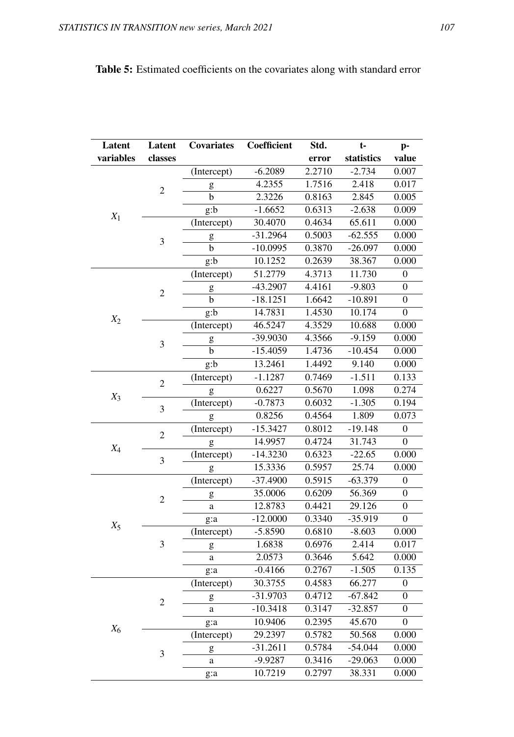**Table 5:** Estimated coefficients on the covariates along with standard error

| Latent variables | Latent classes | Covariates | Coefficient | Std. error | t-statistics | p-value |
|---|---|---|---|---|---|---|
| $X_1$ | 2 | (Intercept) | -6.2089 | 2.2710 | -2.734 | 0.007 |
| | | g | 4.2355 | 1.7516 | 2.418 | 0.017 |
| | | b | 2.3226 | 0.8163 | 2.845 | 0.005 |
| | | g:b | -1.6652 | 0.6313 | -2.638 | 0.009 |
| | 3 | (Intercept) | 30.4070 | 0.4634 | 65.611 | 0.000 |
| | | g | -31.2964 | 0.5003 | -62.555 | 0.000 |
| | | b | -10.0995 | 0.3870 | -26.097 | 0.000 |
| | | g:b | 10.1252 | 0.2639 | 38.367 | 0.000 |
| $X_2$ | 2 | (Intercept) | 51.2779 | 4.3713 | 11.730 | 0 |
| | | g | -43.2907 | 4.4161 | -9.803 | 0 |
| | | b | -18.1251 | 1.6642 | -10.891 | 0 |
| | | g:b | 14.7831 | 1.4530 | 10.174 | 0 |
| | 3 | (Intercept) | 46.5247 | 4.3529 | 10.688 | 0.000 |
| | | g | -39.9030 | 4.3566 | -9.159 | 0.000 |
| | | b | -15.4059 | 1.4736 | -10.454 | 0.000 |
| | | g:b | 13.2461 | 1.4492 | 9.140 | 0.000 |
| $X_3$ | 2 | (Intercept) | -1.1287 | 0.7469 | -1.511 | 0.133 |
| | | g | 0.6227 | 0.5670 | 1.098 | 0.274 |
| | 3 | (Intercept) | -0.7873 | 0.6032 | -1.305 | 0.194 |
| | | g | 0.8256 | 0.4564 | 1.809 | 0.073 |
| $X_4$ | 2 | (Intercept) | -15.3427 | 0.8012 | -19.148 | 0 |
| | | g | 14.9957 | 0.4724 | 31.743 | 0 |
| | 3 | (Intercept) | -14.3230 | 0.6323 | -22.65 | 0.000 |
| | | g | 15.3336 | 0.5957 | 25.74 | 0.000 |
| $X_5$ | 2 | (Intercept) | -37.4900 | 0.5915 | -63.379 | 0 |
| | | g | 35.0006 | 0.6209 | 56.369 | 0 |
| | | a | 12.8783 | 0.4421 | 29.126 | 0 |
| | | g:a | -12.0000 | 0.3340 | -35.919 | 0 |
| | 3 | (Intercept) | -5.8590 | 0.6810 | -8.603 | 0.000 |
| | | g | 1.6838 | 0.6976 | 2.414 | 0.017 |
| | | a | 2.0573 | 0.3646 | 5.642 | 0.000 |
| | | g:a | -0.4166 | 0.2767 | -1.505 | 0.135 |
| $X_6$ | 2 | (Intercept) | 30.3755 | 0.4583 | 66.277 | 0 |
| | | g | -31.9703 | 0.4712 | -67.842 | 0 |
| | | a | -10.3418 | 0.3147 | -32.857 | 0 |
| | | g:a | 10.9406 | 0.2395 | 45.670 | 0 |
| | 3 | (Intercept) | 29.2397 | 0.5782 | 50.568 | 0.000 |
| | | g | -31.2611 | 0.5784 | -54.044 | 0.000 |
| | | a | -9.9287 | 0.3416 | -29.063 | 0.000 |
| | | g:a | 10.7219 | 0.2797 | 38.331 | 0.000 |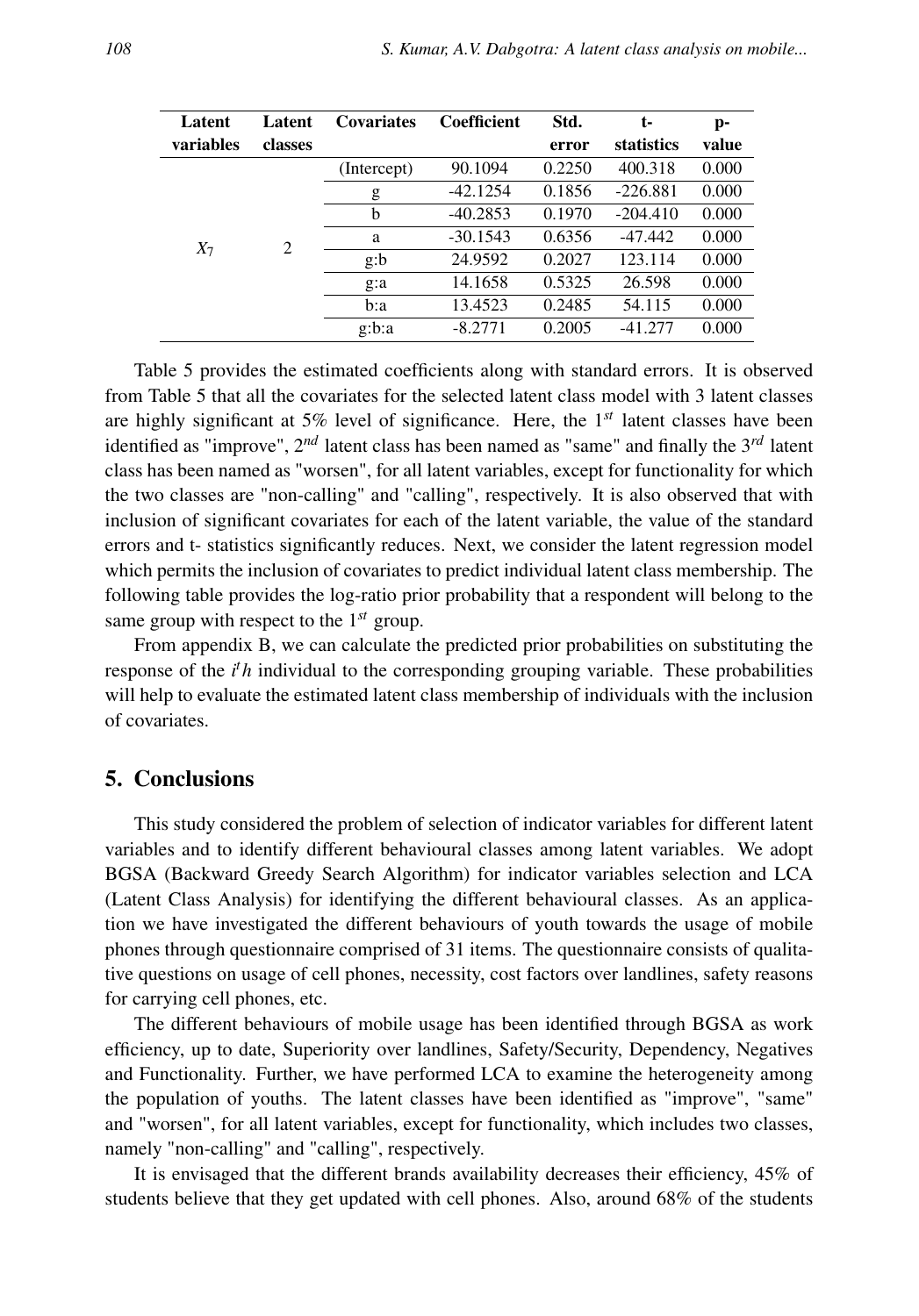| Latent variables | Latent classes | Covariates | Coefficient | Std. error | t-statistics | p-value |
|---|---|---|---|---|---|---|
| $X_7$ | 2 | (Intercept) | 90.1094 | 0.2250 | 400.318 | 0.000 |
| | | g | -42.1254 | 0.1856 | -226.881 | 0.000 |
| | | b | -40.2853 | 0.1970 | -204.410 | 0.000 |
| | | a | -30.1543 | 0.6356 | -47.442 | 0.000 |
| | | g:b | 24.9592 | 0.2027 | 123.114 | 0.000 |
| | | g:a | 14.1658 | 0.5325 | 26.598 | 0.000 |
| | | b:a | 13.4523 | 0.2485 | 54.115 | 0.000 |
| | | g:b:a | -8.2771 | 0.2005 | -41.277 | 0.000 |

Table 5 provides the estimated coefficients along with standard errors. It is observed from Table 5 that all the covariates for the selected latent class model with 3 latent classes are highly significant at 5% level of significance. Here, the $1^{st}$ latent classes have been identified as "improve", $2^{nd}$ latent class has been named as "same" and finally the $3^{rd}$ latent class has been named as "worsen", for all latent variables, except for functionality for which the two classes are "non-calling" and "calling", respectively. It is also observed that with inclusion of significant covariates for each of the latent variable, the value of the standard errors and t- statistics significantly reduces. Next, we consider the latent regression model which permits the inclusion of covariates to predict individual latent class membership. The following table provides the log-ratio prior probability that a respondent will belong to the same group with respect to the $1^{st}$ group.

From appendix B, we can calculate the predicted prior probabilities on substituting the response of the $i^th$ individual to the corresponding grouping variable. These probabilities will help to evaluate the estimated latent class membership of individuals with the inclusion of covariates.

## 5. Conclusions

This study considered the problem of selection of indicator variables for different latent variables and to identify different behavioural classes among latent variables. We adopt BGSA (Backward Greedy Search Algorithm) for indicator variables selection and LCA (Latent Class Analysis) for identifying the different behavioural classes. As an application we have investigated the different behaviours of youth towards the usage of mobile phones through questionnaire comprised of 31 items. The questionnaire consists of qualitative questions on usage of cell phones, necessity, cost factors over landlines, safety reasons for carrying cell phones, etc.

The different behaviours of mobile usage has been identified through BGSA as work efficiency, up to date, Superiority over landlines, Safety/Security, Dependency, Negatives and Functionality. Further, we have performed LCA to examine the heterogeneity among the population of youths. The latent classes have been identified as "improve", "same" and "worsen", for all latent variables, except for functionality, which includes two classes, namely "non-calling" and "calling", respectively.

It is envisaged that the different brands availability decreases their efficiency, 45% of students believe that they get updated with cell phones. Also, around 68% of the students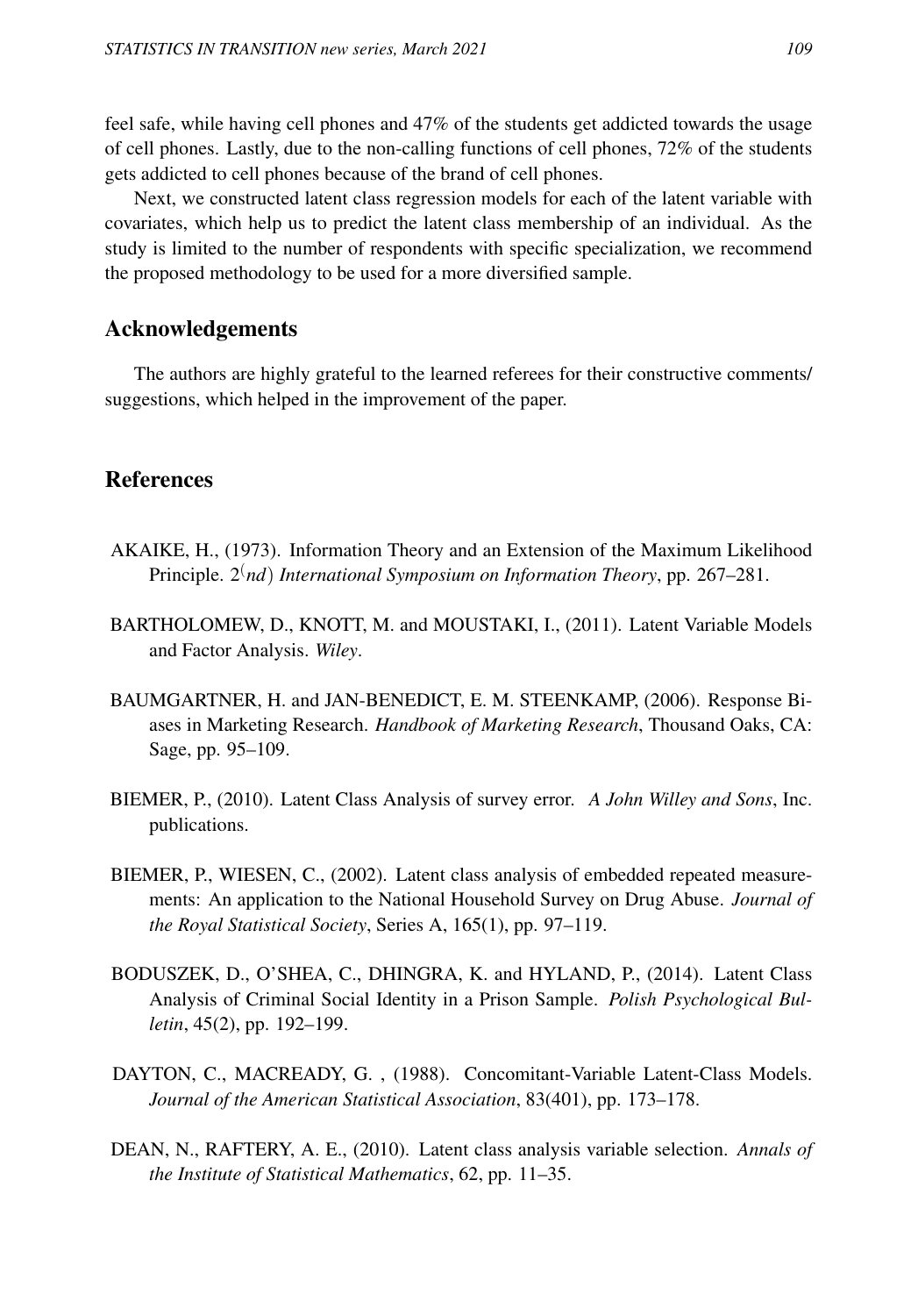feel safe, while having cell phones and 47% of the students get addicted towards the usage of cell phones. Lastly, due to the non-calling functions of cell phones, 72% of the students gets addicted to cell phones because of the brand of cell phones.

Next, we constructed latent class regression models for each of the latent variable with covariates, which help us to predict the latent class membership of an individual. As the study is limited to the number of respondents with specific specialization, we recommend the proposed methodology to be used for a more diversified sample.

## Acknowledgements

The authors are highly grateful to the learned referees for their constructive comments/ suggestions, which helped in the improvement of the paper.

## References

AKAIKE, H., (1973). Information Theory and an Extension of the Maximum Likelihood Principle. $2^{(nd)}$ *International Symposium on Information Theory*, pp. 267–281.

BARTHOLOMEW, D., KNOTT, M. and MOUSTAKI, I., (2011). Latent Variable Models and Factor Analysis. *Wiley*.

BAUMGARTNER, H. and JAN-BENEDICT, E. M. STEENKAMP, (2006). Response Biases in Marketing Research. *Handbook of Marketing Research*, Thousand Oaks, CA: Sage, pp. 95–109.

BIEMER, P., (2010). Latent Class Analysis of survey error. *A John Willey and Sons*, Inc. publications.

BIEMER, P., WIESEN, C., (2002). Latent class analysis of embedded repeated measurements: An application to the National Household Survey on Drug Abuse. *Journal of the Royal Statistical Society*, Series A, 165(1), pp. 97–119.

BODUSZEK, D., O'SHEA, C., DHINGRA, K. and HYLAND, P., (2014). Latent Class Analysis of Criminal Social Identity in a Prison Sample. *Polish Psychological Bulletin*, 45(2), pp. 192–199.

DAYTON, C., MACREADY, G. , (1988). Concomitant-Variable Latent-Class Models. *Journal of the American Statistical Association*, 83(401), pp. 173–178.

DEAN, N., RAFTERY, A. E., (2010). Latent class analysis variable selection. *Annals of the Institute of Statistical Mathematics*, 62, pp. 11–35.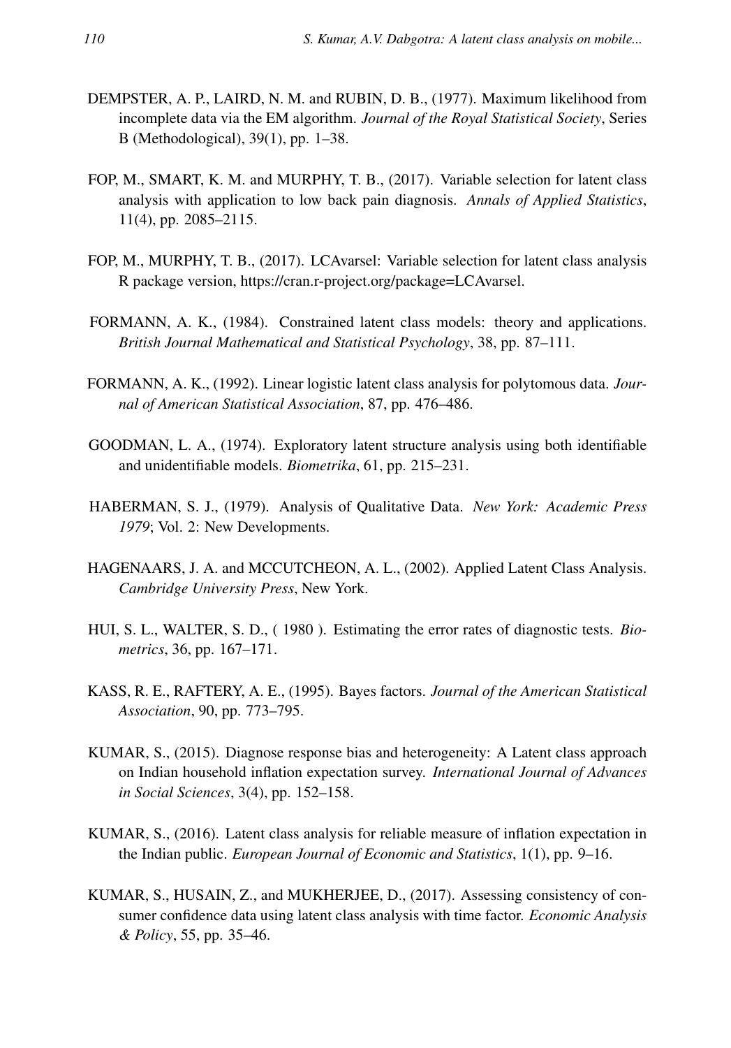DEMPSTER, A. P., LAIRD, N. M. and RUBIN, D. B., (1977). Maximum likelihood from incomplete data via the EM algorithm. *Journal of the Royal Statistical Society*, Series B (Methodological), 39(1), pp. 1–38.

FOP, M., SMART, K. M. and MURPHY, T. B., (2017). Variable selection for latent class analysis with application to low back pain diagnosis. *Annals of Applied Statistics*, 11(4), pp. 2085–2115.

FOP, M., MURPHY, T. B., (2017). LCAvarsel: Variable selection for latent class analysis R package version, https://cran.r-project.org/package=LCAvarsel.

FORMANN, A. K., (1984). Constrained latent class models: theory and applications. *British Journal Mathematical and Statistical Psychology*, 38, pp. 87–111.

FORMANN, A. K., (1992). Linear logistic latent class analysis for polytomous data. *Journal of American Statistical Association*, 87, pp. 476–486.

GOODMAN, L. A., (1974). Exploratory latent structure analysis using both identifiable and unidentifiable models. *Biometrika*, 61, pp. 215–231.

HABERMAN, S. J., (1979). Analysis of Qualitative Data. *New York: Academic Press 1979*; Vol. 2: New Developments.

HAGENAARS, J. A. and MCCUTCHEON, A. L., (2002). Applied Latent Class Analysis. *Cambridge University Press*, New York.

HUI, S. L., WALTER, S. D., ( 1980 ). Estimating the error rates of diagnostic tests. *Biometrics*, 36, pp. 167–171.

KASS, R. E., RAFTERY, A. E., (1995). Bayes factors. *Journal of the American Statistical Association*, 90, pp. 773–795.

KUMAR, S., (2015). Diagnose response bias and heterogeneity: A Latent class approach on Indian household inflation expectation survey. *International Journal of Advances in Social Sciences*, 3(4), pp. 152–158.

KUMAR, S., (2016). Latent class analysis for reliable measure of inflation expectation in the Indian public. *European Journal of Economic and Statistics*, 1(1), pp. 9–16.

KUMAR, S., HUSAIN, Z., and MUKHERJEE, D., (2017). Assessing consistency of consumer confidence data using latent class analysis with time factor. *Economic Analysis & Policy*, 55, pp. 35–46.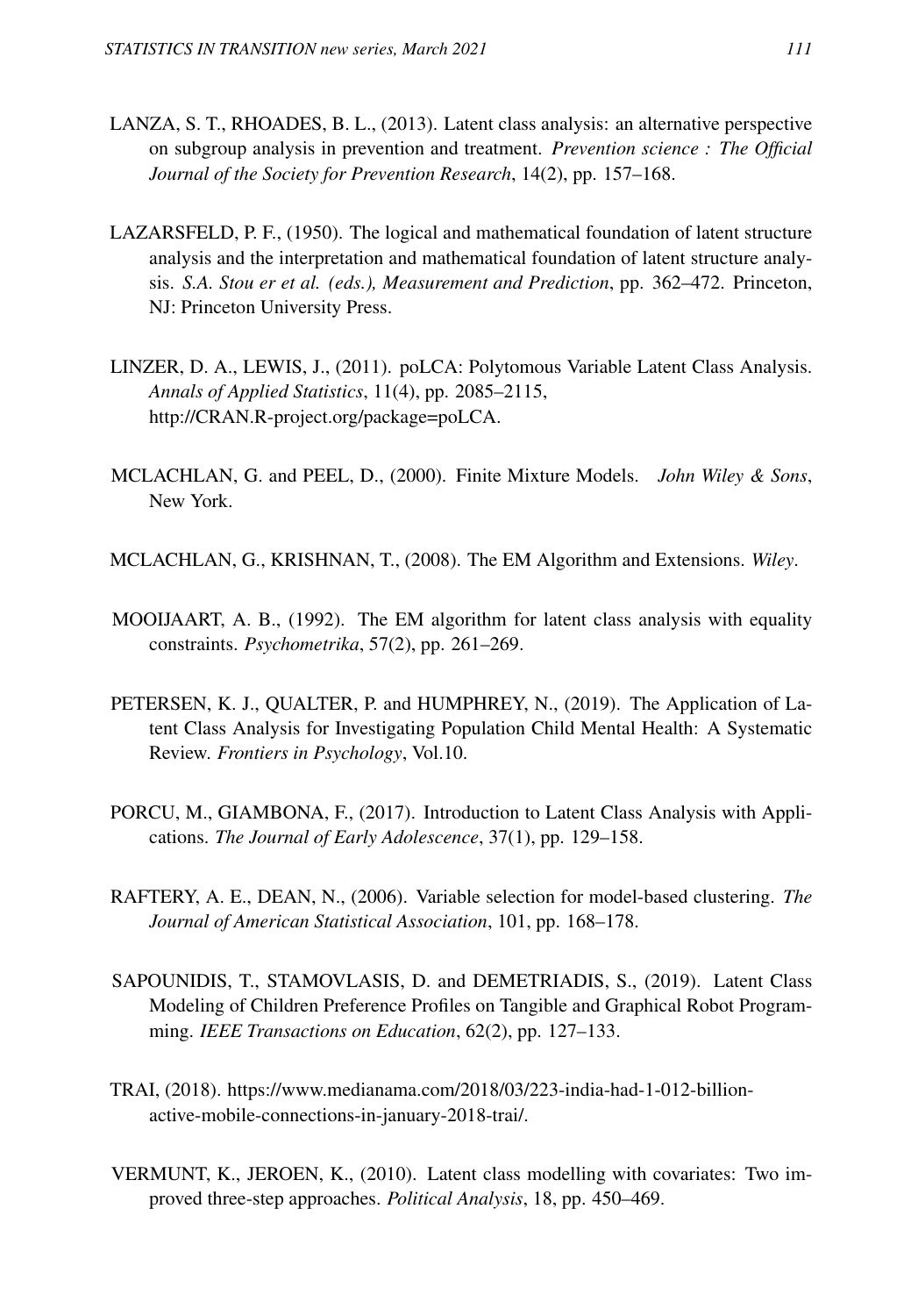LANZA, S. T., RHOADES, B. L., (2013). Latent class analysis: an alternative perspective on subgroup analysis in prevention and treatment. *Prevention science : The Official Journal of the Society for Prevention Research*, 14(2), pp. 157–168.

LAZARSFELD, P. F., (1950). The logical and mathematical foundation of latent structure analysis and the interpretation and mathematical foundation of latent structure analysis. *S.A. Stou er et al. (eds.), Measurement and Prediction*, pp. 362–472. Princeton, NJ: Princeton University Press.

LINZER, D. A., LEWIS, J., (2011). poLCA: Polytomous Variable Latent Class Analysis. *Annals of Applied Statistics*, 11(4), pp. 2085–2115, http://CRAN.R-project.org/package=poLCA.

MCLACHLAN, G. and PEEL, D., (2000). Finite Mixture Models. *John Wiley & Sons*, New York.

MCLACHLAN, G., KRISHNAN, T., (2008). The EM Algorithm and Extensions. *Wiley*.

MOOIJAART, A. B., (1992). The EM algorithm for latent class analysis with equality constraints. *Psychometrika*, 57(2), pp. 261–269.

PETERSEN, K. J., QUALTER, P. and HUMPHREY, N., (2019). The Application of Latent Class Analysis for Investigating Population Child Mental Health: A Systematic Review. *Frontiers in Psychology*, Vol.10.

PORCU, M., GIAMBONA, F., (2017). Introduction to Latent Class Analysis with Applications. *The Journal of Early Adolescence*, 37(1), pp. 129–158.

RAFTERY, A. E., DEAN, N., (2006). Variable selection for model-based clustering. *The Journal of American Statistical Association*, 101, pp. 168–178.

SAPOUNIDIS, T., STAMOVLASIS, D. and DEMETRIADIS, S., (2019). Latent Class Modeling of Children Preference Profiles on Tangible and Graphical Robot Programming. *IEEE Transactions on Education*, 62(2), pp. 127–133.

TRAI, (2018). https://www.medianama.com/2018/03/223-india-had-1-012-billion-active-mobile-connections-in-january-2018-trai/.

VERMUNT, K., JEROEN, K., (2010). Latent class modelling with covariates: Two improved three-step approaches. *Political Analysis*, 18, pp. 450–469.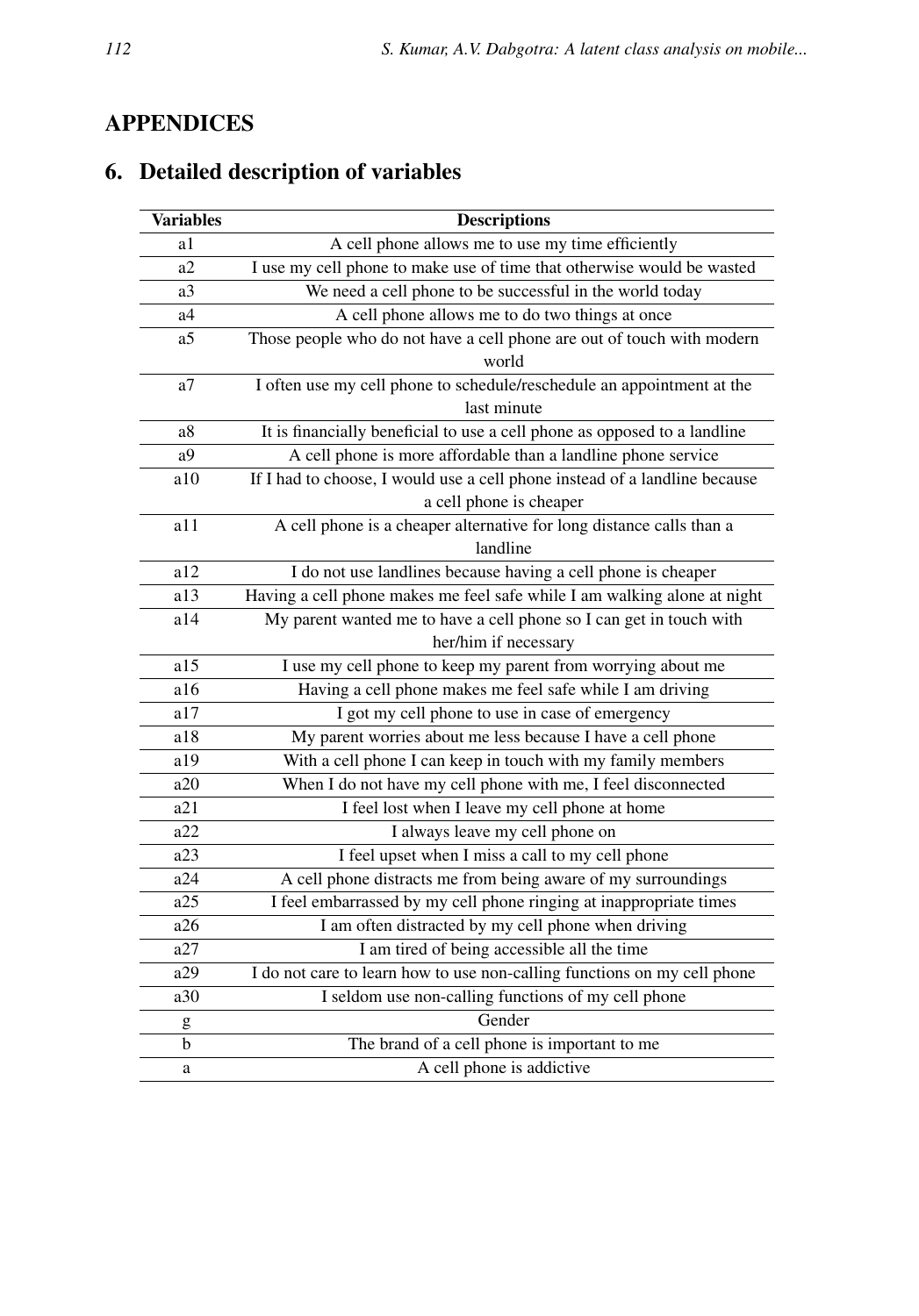# APPENDICES

## 6. Detailed description of variables

| Variables | Descriptions |
|---|---|
| a1 | A cell phone allows me to use my time efficiently |
| a2 | I use my cell phone to make use of time that otherwise would be wasted |
| a3 | We need a cell phone to be successful in the world today |
| a4 | A cell phone allows me to do two things at once |
| a5 | Those people who do not have a cell phone are out of touch with modern world |
| a7 | I often use my cell phone to schedule/reschedule an appointment at the last minute |
| a8 | It is financially beneficial to use a cell phone as opposed to a landline |
| a9 | A cell phone is more affordable than a landline phone service |
| a10 | If I had to choose, I would use a cell phone instead of a landline because a cell phone is cheaper |
| a11 | A cell phone is a cheaper alternative for long distance calls than a landline |
| a12 | I do not use landlines because having a cell phone is cheaper |
| a13 | Having a cell phone makes me feel safe while I am walking alone at night |
| a14 | My parent wanted me to have a cell phone so I can get in touch with her/him if necessary |
| a15 | I use my cell phone to keep my parent from worrying about me |
| a16 | Having a cell phone makes me feel safe while I am driving |
| a17 | I got my cell phone to use in case of emergency |
| a18 | My parent worries about me less because I have a cell phone |
| a19 | With a cell phone I can keep in touch with my family members |
| a20 | When I do not have my cell phone with me, I feel disconnected |
| a21 | I feel lost when I leave my cell phone at home |
| a22 | I always leave my cell phone on |
| a23 | I feel upset when I miss a call to my cell phone |
| a24 | A cell phone distracts me from being aware of my surroundings |
| a25 | I feel embarrassed by my cell phone ringing at inappropriate times |
| a26 | I am often distracted by my cell phone when driving |
| a27 | I am tired of being accessible all the time |
| a29 | I do not care to learn how to use non-calling functions on my cell phone |
| a30 | I seldom use non-calling functions of my cell phone |
| g | Gender |
| b | The brand of a cell phone is important to me |
| a | A cell phone is addictive |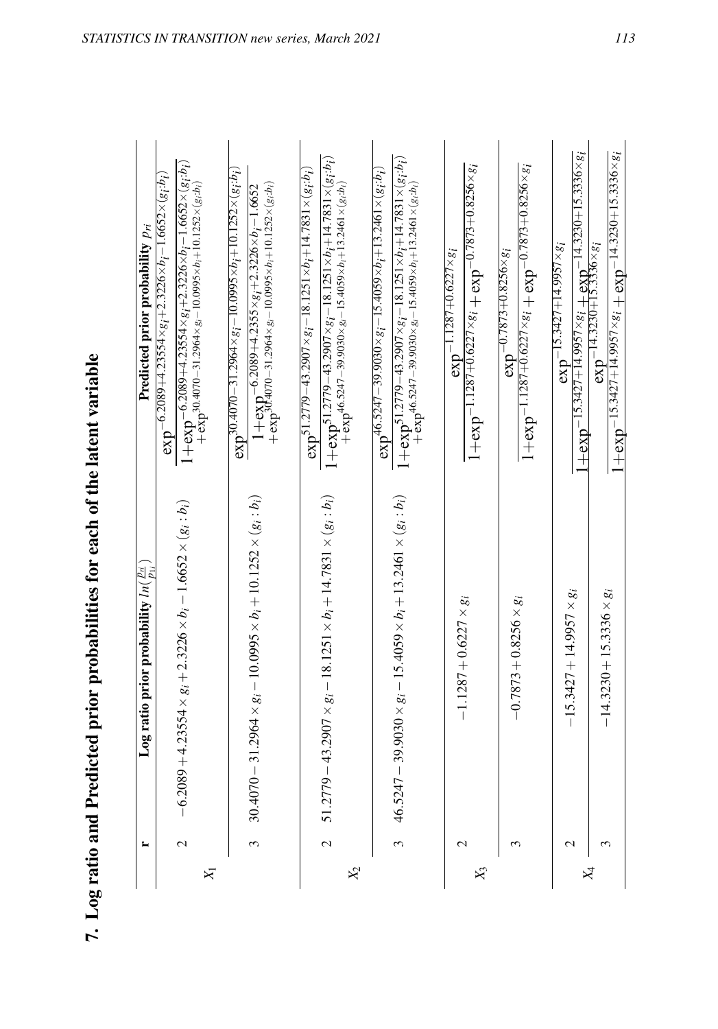## 7. Log ratio and Predicted prior probabilities for each of the latent variable

| | r | Log ratio prior probability $ln(\frac{p_{ri}}{p_{1i}})$ | Predicted prior probability $p_{ri}$ |
|---|---|---|---|
| $X_1$ | 2 | $-6.2089+4.23554\times g_i+2.3226\times b_i-1.6652\times(g_i:b_i)$ | $\frac{\exp^{-6.2089+4.23554\times g_i+2.3226\times b_i-1.6652\times(g_i:b_i)}}{1+\exp^{-6.2089+4.23554\times g_i+2.3226\times b_i-1.6652\times(g_i:b_i)}+\exp^{30.4070-31.2964\times g_i-10.0995\times b_i+10.1252\times(g_i:b_i)}}$ |
| | 3 | $30.4070-31.2964\times g_i-10.0995\times b_i+10.1252\times(g_i:b_i)$ | $\frac{\exp^{30.4070-31.2964\times g_i-10.0995\times b_i+10.1252\times(g_i:b_i)}}{1+\exp^{-6.2089+4.2355\times g_i+2.3226\times b_i-1.6652}+\exp^{30.4070-31.2964\times g_i-10.0995\times b_i+10.1252\times(g_i:b_i)}}$ |
| $X_2$ | 2 | $51.2779-43.2907\times g_i-18.1251\times b_i+14.7831\times(g_i:b_i)$ | $\frac{\exp^{51.2779-43.2907\times g_i-18.1251\times b_i+14.7831\times(g_i:b_i)}}{1+\exp^{51.2779-43.2907\times g_i-18.1251\times b_i+14.7831\times(g_i:b_i)}+\exp^{46.5247-39.9030\times g_i-15.4059\times b_i+13.2461\times(g_i:b_i)}}$ |
| | 3 | $46.5247-39.9030\times g_i-15.4059\times b_i+13.2461\times(g_i:b_i)$ | $\frac{\exp^{46.5247-39.9030\times g_i-15.4059\times b_i+13.2461\times(g_i:b_i)}}{1+\exp^{51.2779-43.2907\times g_i-18.1251\times b_i+14.7831\times(g_i:b_i)}+\exp^{46.5247-39.9030\times g_i-15.4059\times b_i+13.2461\times(g_i:b_i)}}$ |
| $X_3$ | 2 | $-1.1287+0.6227\times g_i$ | $\frac{\exp^{-1.1287+0.6227\times g_i}}{1+\exp^{-1.1287+0.6227\times g_i}+\exp^{-0.7873+0.8256\times g_i}}$ |
| | 3 | $-0.7873+0.8256\times g_i$ | $\frac{\exp^{-0.7873+0.8256\times g_i}}{1+\exp^{-1.1287+0.6227\times g_i}+\exp^{-0.7873+0.8256\times g_i}}$ |
| $X_4$ | 2 | $-15.3427+14.9957\times g_i$ | $\frac{\exp^{-15.3427+14.9957\times g_i}}{1+\exp^{-15.3427+14.9957\times g_i}+\exp^{-14.3230+15.3336\times g_i}}$ |
| | 3 | $-14.3230+15.3336\times g_i$ | $\frac{\exp^{-14.3230+15.3336\times g_i}}{1+\exp^{-15.3427+14.9957\times g_i}+\exp^{-14.3230+15.3336\times g_i}}$ |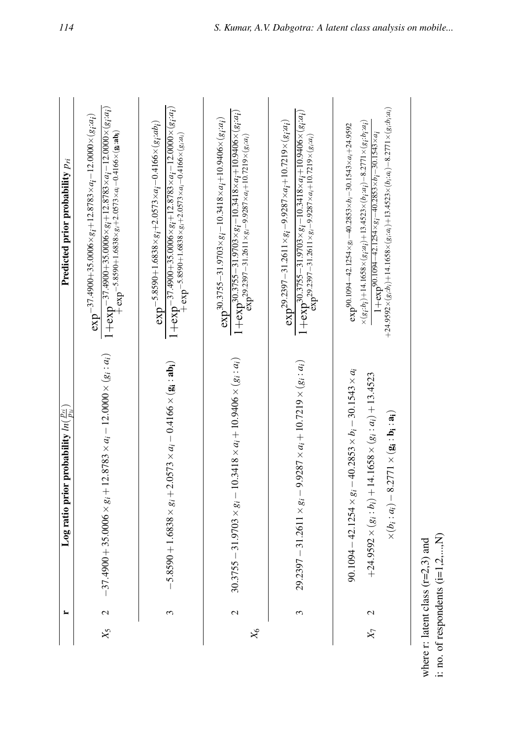| | r | Log ratio prior probability $ln(\frac{p_{ri}}{p_{1i}})$ | Predicted prior probability $p_{ri}$ |
|---|---|---|---|
| $X_5$ | 2 | $-37.4900+35.0006\times g_i+12.8783\times a_i-12.0000\times(g_i:a_i)$ | $\frac{\exp^{-37.4900+35.0006\times g_i+12.8783\times a_i-12.0000\times(g_i:a_i)}}{1+\exp^{-37.4900+35.0006\times g_i+12.8783\times a_i-12.0000\times(g_i:a_i)}+\exp^{-5.8590+1.6838\times g_i+2.0573\times a_i-0.4166\times(\mathbf{g_i:ab_i})}}$ |
| | 3 | $-5.8590+1.6838\times g_i+2.0573\times a_i-0.4166\times(\mathbf{g_i:ab_i})$ | $\frac{\exp^{-5.8590+1.6838\times g_i+2.0573\times a_i-0.4166\times(g_i:ab_i)}}{1+\exp^{-37.4900+35.0006\times g_i+12.8783\times a_i-12.0000\times(g_i:a_i)}+\exp^{-5.8590+1.6838\times g_i+2.0573\times a_i-0.4166\times(g_i:a_i)}}$ |
| $X_6$ | 2 | $30.3755-31.9703\times g_i-10.3418\times a_i+10.9406\times(g_i:a_i)$ | $\frac{\exp^{30.3755-31.9703\times g_i-10.3418\times a_i+10.9406\times(g_i:a_i)}}{1+\exp^{30.3755-31.9703\times g_i-10.3418\times a_i+10.9406\times(g_i:a_i)}+\exp^{29.2397-31.2611\times g_i-9.9287\times a_i+10.7219\times(g_i:a_i)}}$ |
| | 3 | $29.2397-31.2611\times g_i-9.9287\times a_i+10.7219\times(g_i:a_i)$ | $\frac{\exp^{29.2397-31.2611\times g_i-9.9287\times a_i+10.7219\times(g_i:a_i)}}{1+\exp^{30.3755-31.9703\times g_i-10.3418\times a_i+10.9406\times(g_i:a_i)}+\exp^{29.2397-31.2611\times g_i-9.9287\times a_i+10.7219\times(g_i:a_i)}}$ |
| $X_7$ | 2 | $90.1094-42.1254\times g_i-40.2853\times b_i-30.1543\times a_i+24.9592\times(g_i:b_i)+14.1658\times(g_i:a_i)+13.4523\times(b_i:a_i)-8.2771\times(\mathbf{g_i:b_i:a_i})$ | $\frac{\exp^{90.1094-42.1254\times g_i-40.2853\times b_i-30.1543\times a_i+24.9592\times(g_i:b_i)+14.1658\times(g_i:a_i)+13.4523\times(b_i:a_i)-8.2771\times(g_i:b_i:a_i)}}{1+\exp^{90.1094-42.1254\times g_i-40.2853\times b_i-30.1543\times a_i+24.9592\times(g_i:b_i)+14.1658\times(g_i:a_i)+13.4523\times(b_i:a_i)-8.2771\times(g_i:b_i:a_i)}}$ |

where r: latent class (r=2,3) and
i: no. of respondents (i=1,2,...,N)